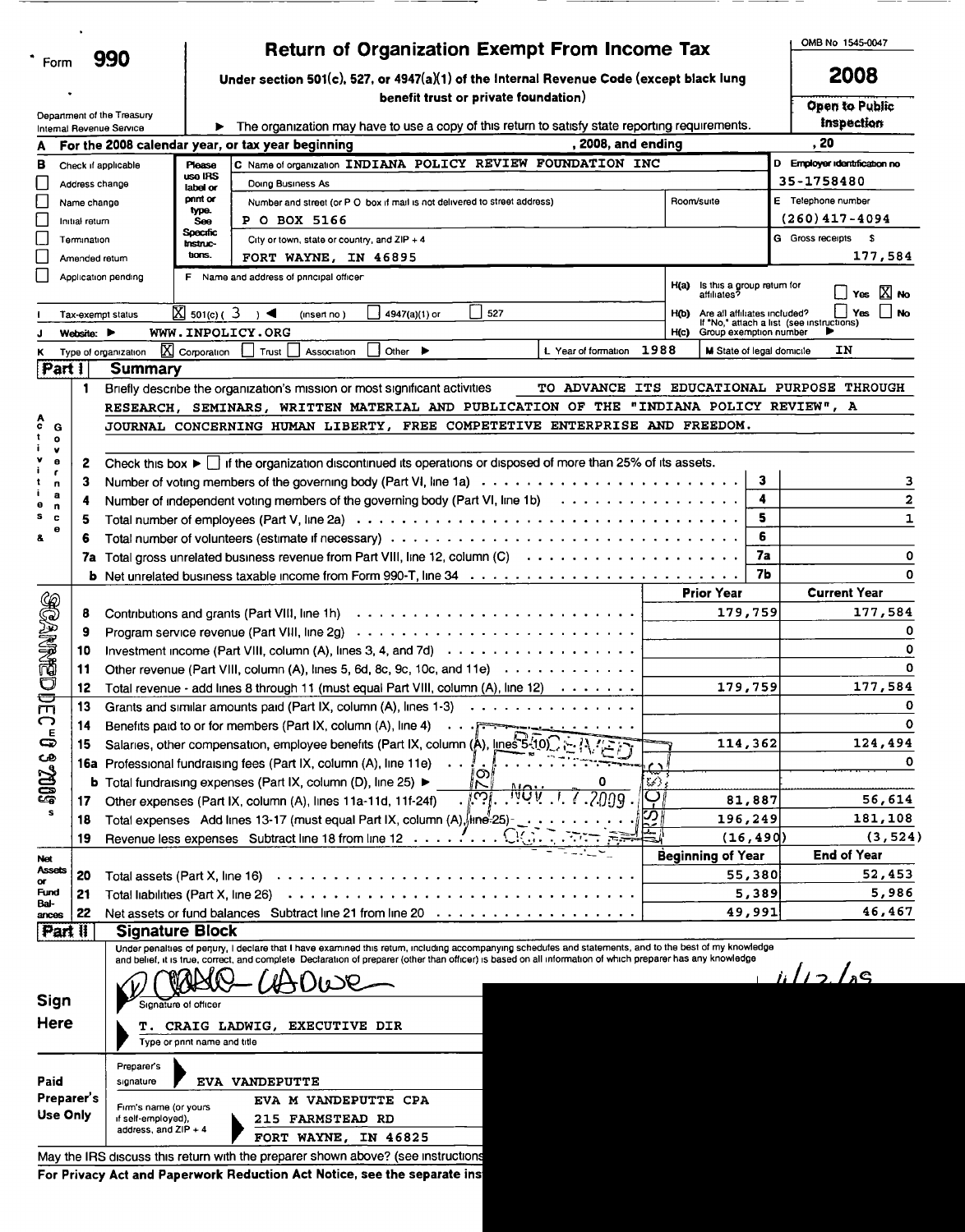Form **990**

# Return of Organization Exempt From Income Tax

Under section 501(c), 527, or 4947(a)(1) of the Internal Revenue Code (except black lung benefit trust or private foundation)

▶ The organization may have to use a copy of this return to satisfy state reporting requirements.

Department of the Treasury
Internal Revenue Service

OMB No 1545-0047

**2008**

**Open to Public Inspection**

**A** For the 2008 calendar year, or tax year beginning , 2008, and ending , 20

**B** Check if applicable
- [ ] Address change
- [ ] Name change
- [ ] Initial return
- [ ] Termination
- [ ] Amended return
- [ ] Application pending

**C** Name of organization INDIANA POLICY REVIEW FOUNDATION INC

Doing Business As

Number and street (or P O box if mail is not delivered to street address): P O BOX 5166 | Room/suite

City or town, state or country, and ZIP + 4: FORT WAYNE, IN 46895

**D** Employer identification no: 35-1758480

**E** Telephone number: (260)417-4094

**G** Gross receipts $ 177,584

**F** Name and address of principal officer

H(a) Is this a group return for affiliates? [ ] Yes [X] No

H(b) Are all affiliates included? [ ] Yes [ ] No
If "No," attach a list (see instructions)

H(c) Group exemption number ▶

**I** Tax-exempt status [X] 501(c) ( 3 ) ◀ (insert no) [ ] 4947(a)(1) or [ ] 527

**J** Website: ▶ WWW.INPOLICY.ORG

**K** Type of organization [X] Corporation [ ] Trust [ ] Association [ ] Other ▶

**L** Year of formation 1988

**M** State of legal domicile IN

## Part I Summary

**Activities & Governance**

1 Briefly describe the organization's mission or most significant activities TO ADVANCE ITS EDUCATIONAL PURPOSE THROUGH RESEARCH, SEMINARS, WRITTEN MATERIAL AND PUBLICATION OF THE "INDIANA POLICY REVIEW", A JOURNAL CONCERNING HUMAN LIBERTY, FREE COMPETETIVE ENTERPRISE AND FREEDOM.

2 Check this box ▶ [ ] if the organization discontinued its operations or disposed of more than 25% of its assets.

| | | Line | Value |
|---|---|---|---|
| 3 | Number of voting members of the governing body (Part VI, line 1a) | 3 | 3 |
| 4 | Number of independent voting members of the governing body (Part VI, line 1b) | 4 | 2 |
| 5 | Total number of employees (Part V, line 2a) | 5 | 1 |
| 6 | Total number of volunteers (estimate if necessary) | 6 | |
| 7a | Total gross unrelated business revenue from Part VIII, line 12, column (C) | 7a | 0 |
| b | Net unrelated business taxable income from Form 990-T, line 34 | 7b | 0 |

| | | Prior Year | Current Year |
|---|---|---|---|
| 8 | Contributions and grants (Part VIII, line 1h) | 179,759 | 177,584 |
| 9 | Program service revenue (Part VIII, line 2g) | | 0 |
| 10 | Investment income (Part VIII, column (A), lines 3, 4, and 7d) | | 0 |
| 11 | Other revenue (Part VIII, column (A), lines 5, 6d, 8c, 9c, 10c, and 11e) | | 0 |
| 12 | Total revenue - add lines 8 through 11 (must equal Part VIII, column (A), line 12) | 179,759 | 177,584 |
| 13 | Grants and similar amounts paid (Part IX, column (A), lines 1-3) | | 0 |
| 14 | Benefits paid to or for members (Part IX, column (A), line 4) | | 0 |
| 15 | Salaries, other compensation, employee benefits (Part IX, column (A), lines 5-10) | 114,362 | 124,494 |
| 16a | Professional fundraising fees (Part IX, column (A), line 11e) | | 0 |
| b | Total fundraising expenses (Part IX, column (D), line 25) ▶ 0 | | |
| 17 | Other expenses (Part IX, column (A), lines 11a-11d, 11f-24f) | 81,887 | 56,614 |
| 18 | Total expenses Add lines 13-17 (must equal Part IX, column (A), line 25) | 196,249 | 181,108 |
| 19 | Revenue less expenses Subtract line 18 from line 12 | (16,490) | (3,524) |

**Net Assets or Fund Balances**

| | | Beginning of Year | End of Year |
|---|---|---|---|
| 20 | Total assets (Part X, line 16) | 55,380 | 52,453 |
| 21 | Total liabilities (Part X, line 26) | 5,389 | 5,986 |
| 22 | Net assets or fund balances Subtract line 21 from line 20 | 49,991 | 46,467 |

## Part II Signature Block

Under penalties of perjury, I declare that I have examined this return, including accompanying schedules and statements, and to the best of my knowledge and belief, it is true, correct, and complete Declaration of preparer (other than officer) is based on all information of which preparer has any knowledge

**Sign Here**

Signature of officer 11/12/09

T. CRAIG LADWIG, EXECUTIVE DIR
Type or print name and title

**Paid Preparer's Use Only**

Preparer's signature EVA VANDEPUTTE

Firm's name (or yours if self-employed), address, and ZIP + 4: EVA M VANDEPUTTE CPA, 215 FARMSTEAD RD, FORT WAYNE, IN 46825

May the IRS discuss this return with the preparer shown above? (see instructions

For Privacy Act and Paperwork Reduction Act Notice, see the separate ins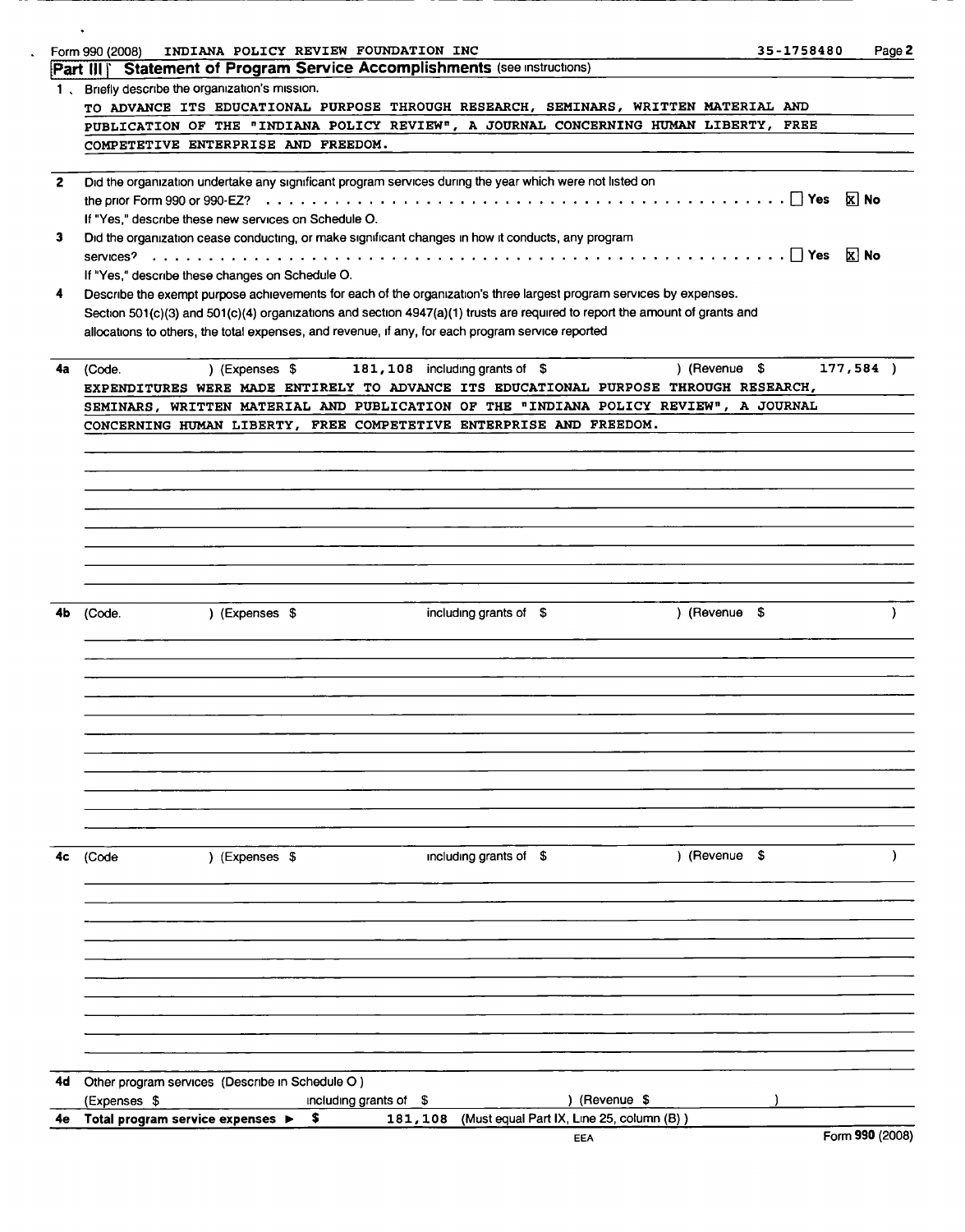Form 990 (2008) INDIANA POLICY REVIEW FOUNDATION INC 35-1758480

## Part III Statement of Program Service Accomplishments (see instructions)

1. Briefly describe the organization's mission.

TO ADVANCE ITS EDUCATIONAL PURPOSE THROUGH RESEARCH, SEMINARS, WRITTEN MATERIAL AND PUBLICATION OF THE "INDIANA POLICY REVIEW", A JOURNAL CONCERNING HUMAN LIBERTY, FREE COMPETETIVE ENTERPRISE AND FREEDOM.

2. Did the organization undertake any significant program services during the year which were not listed on the prior Form 990 or 990-EZ? . . . . ☐ Yes ☒ No

   If "Yes," describe these new services on Schedule O.

3. Did the organization cease conducting, or make significant changes in how it conducts, any program services? . . . . ☐ Yes ☒ No

   If "Yes," describe these changes on Schedule O.

4. Describe the exempt purpose achievements for each of the organization's three largest program services by expenses. Section 501(c)(3) and 501(c)(4) organizations and section 4947(a)(1) trusts are required to report the amount of grants and allocations to others, the total expenses, and revenue, if any, for each program service reported

**4a** (Code. ) (Expenses $ 181,108 including grants of $ ) (Revenue $ 177,584 )

EXPENDITURES WERE MADE ENTIRELY TO ADVANCE ITS EDUCATIONAL PURPOSE THROUGH RESEARCH, SEMINARS, WRITTEN MATERIAL AND PUBLICATION OF THE "INDIANA POLICY REVIEW", A JOURNAL CONCERNING HUMAN LIBERTY, FREE COMPETETIVE ENTERPRISE AND FREEDOM.

**4b** (Code. ) (Expenses $ including grants of $ ) (Revenue $ )

**4c** (Code ) (Expenses $ including grants of $ ) (Revenue $ )

**4d** Other program services (Describe in Schedule O)
(Expenses $ including grants of $ ) (Revenue $ )

**4e Total program service expenses ▶** $ 181,108 (Must equal Part IX, Line 25, column (B))

EEA Form 990 (2008)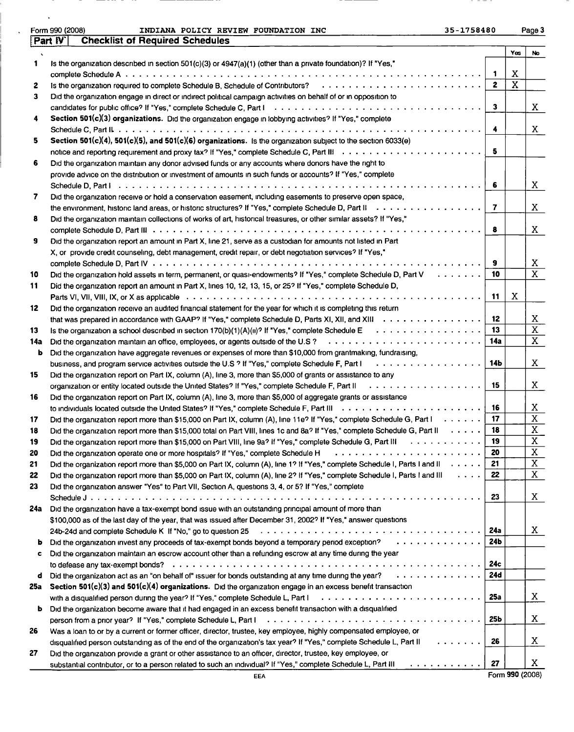Form 990 (2008) INDIANA POLICY REVIEW FOUNDATION INC 35-1758480 Page 3

## Part IV Checklist of Required Schedules

| | | | Yes | No |
|---|---|---|---|---|
| 1 | Is the organization described in section 501(c)(3) or 4947(a)(1) (other than a private foundation)? If "Yes," complete Schedule A | 1 | X | |
| 2 | Is the organization required to complete Schedule B, Schedule of Contributors? | 2 | X | |
| 3 | Did the organization engage in direct or indirect political campaign activities on behalf of or in opposition to candidates for public office? If "Yes," complete Schedule C, Part I | 3 | | X |
| 4 | **Section 501(c)(3) organizations.** Did the organization engage in lobbying activities? If "Yes," complete Schedule C, Part II | 4 | | X |
| 5 | **Section 501(c)(4), 501(c)(5), and 501(c)(6) organizations.** Is the organization subject to the section 6033(e) notice and reporting requirement and proxy tax? If "Yes," complete Schedule C, Part III | 5 | | |
| 6 | Did the organization maintain any donor advised funds or any accounts where donors have the right to provide advice on the distribution or investment of amounts in such funds or accounts? If "Yes," complete Schedule D, Part I | 6 | | X |
| 7 | Did the organization receive or hold a conservation easement, including easements to preserve open space, the environment, historic land areas, or historic structures? If "Yes," complete Schedule D, Part II | 7 | | X |
| 8 | Did the organization maintain collections of works of art, historical treasures, or other similar assets? If "Yes," complete Schedule D, Part III | 8 | | X |
| 9 | Did the organization report an amount in Part X, line 21, serve as a custodian for amounts not listed in Part X, or provide credit counseling, debt management, credit repair, or debt negotiation services? If "Yes," complete Schedule D, Part IV | 9 | | X |
| 10 | Did the organization hold assets in term, permanent, or quasi-endowments? If "Yes," complete Schedule D, Part V | 10 | | X |
| 11 | Did the organization report an amount in Part X, lines 10, 12, 13, 15, or 25? If "Yes," complete Schedule D, Parts VI, VII, VIII, IX, or X as applicable | 11 | X | |
| 12 | Did the organization receive an audited financial statement for the year for which it is completing this return that was prepared in accordance with GAAP? If "Yes," complete Schedule D, Parts XI, XII, and XIII | 12 | | X |
| 13 | Is the organization a school described in section 170(b)(1)(A)(ii)? If "Yes," complete Schedule E | 13 | | X |
| 14a | Did the organization maintain an office, employees, or agents outside of the U.S ? | 14a | | X |
| b | Did the organization have aggregate revenues or expenses of more than $10,000 from grantmaking, fundraising, business, and program service activities outside the U.S ? If "Yes," complete Schedule F, Part I | 14b | | X |
| 15 | Did the organization report on Part IX, column (A), line 3, more than $5,000 of grants or assistance to any organization or entity located outside the United States? If "Yes," complete Schedule F, Part II | 15 | | X |
| 16 | Did the organization report on Part IX, column (A), line 3, more than $5,000 of aggregate grants or assistance to individuals located outside the United States? If "Yes," complete Schedule F, Part III | 16 | | X |
| 17 | Did the organization report more than $15,000 on Part IX, column (A), line 11e? If "Yes," complete Schedule G, Part I | 17 | | X |
| 18 | Did the organization report more than $15,000 total on Part VIII, lines 1c and 8a? If "Yes," complete Schedule G, Part II | 18 | | X |
| 19 | Did the organization report more than $15,000 on Part VIII, line 9a? If "Yes," complete Schedule G, Part III | 19 | | X |
| 20 | Did the organization operate one or more hospitals? If "Yes," complete Schedule H | 20 | | X |
| 21 | Did the organization report more than $5,000 on Part IX, column (A), line 1? If "Yes," complete Schedule I, Parts I and II | 21 | | X |
| 22 | Did the organization report more than $5,000 on Part IX, column (A), line 2? If "Yes," complete Schedule I, Parts I and III | 22 | | X |
| 23 | Did the organization answer "Yes" to Part VII, Section A, questions 3, 4, or 5? If "Yes," complete Schedule J | 23 | | X |
| 24a | Did the organization have a tax-exempt bond issue with an outstanding principal amount of more than $100,000 as of the last day of the year, that was issued after December 31, 2002? If "Yes," answer questions 24b-24d and complete Schedule K If "No," go to question 25 | 24a | | X |
| b | Did the organization invest any proceeds of tax-exempt bonds beyond a temporary period exception? | 24b | | |
| c | Did the organization maintain an escrow account other than a refunding escrow at any time during the year to defease any tax-exempt bonds? | 24c | | |
| d | Did the organization act as an "on behalf of" issuer for bonds outstanding at any time during the year? | 24d | | |
| 25a | **Section 501(c)(3) and 501(c)(4) organizations.** Did the organization engage in an excess benefit transaction with a disqualified person during the year? If "Yes," complete Schedule L, Part I | 25a | | X |
| b | Did the organization become aware that it had engaged in an excess benefit transaction with a disqualified person from a prior year? If "Yes," complete Schedule L, Part I | 25b | | X |
| 26 | Was a loan to or by a current or former officer, director, trustee, key employee, highly compensated employee, or disqualified person outstanding as of the end of the organization's tax year? If "Yes," complete Schedule L, Part II | 26 | | X |
| 27 | Did the organization provide a grant or other assistance to an officer, director, trustee, key employee, or substantial contributor, or to a person related to such an individual? If "Yes," complete Schedule L, Part III | 27 | | X |

EEA Form 990 (2008)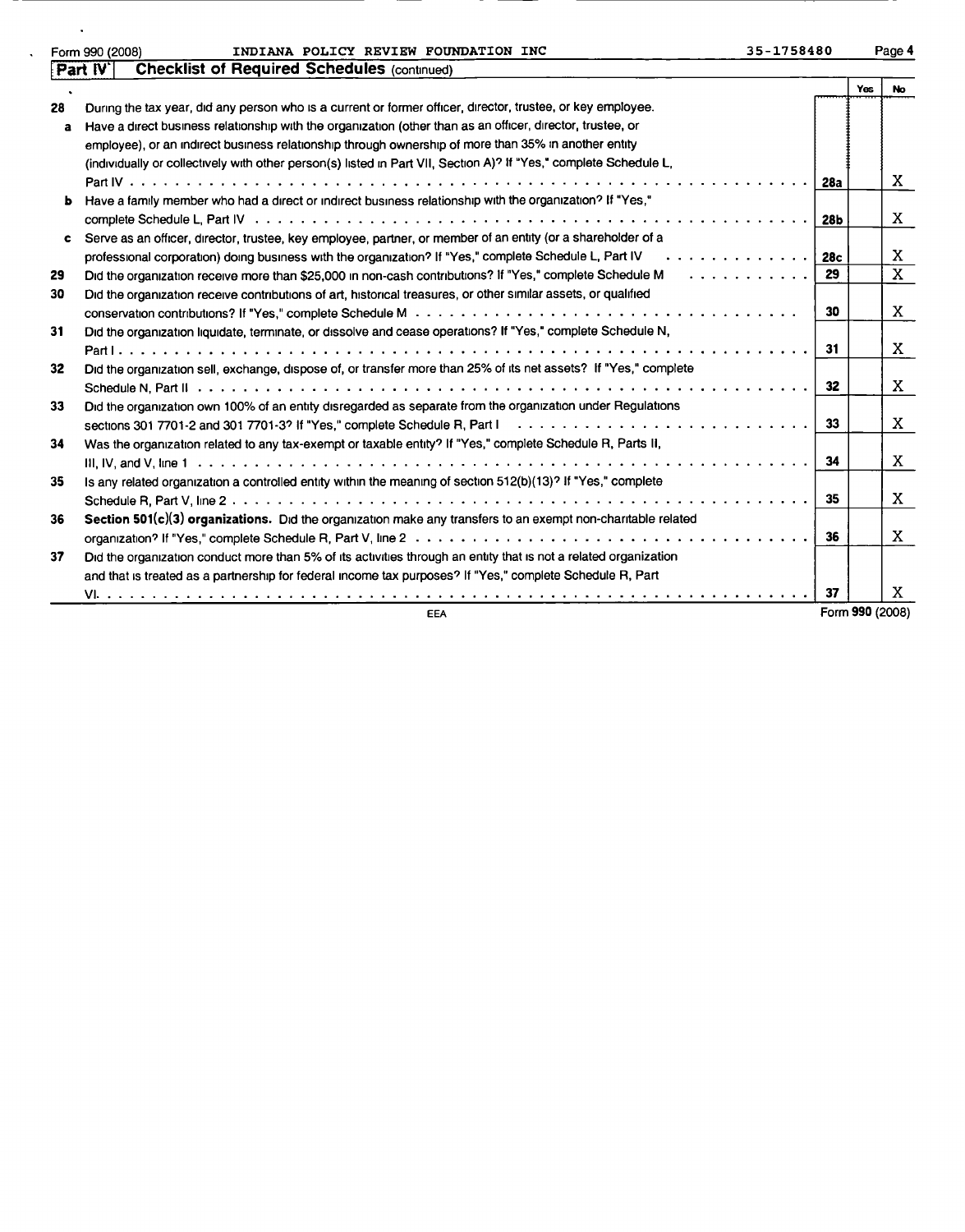Form 990 (2008) INDIANA POLICY REVIEW FOUNDATION INC 35-1758480

## Part IV Checklist of Required Schedules (continued)

| | | | Yes | No |
|---|---|---|---|---|
| 28 | During the tax year, did any person who is a current or former officer, director, trustee, or key employee. | | | |
| a | Have a direct business relationship with the organization (other than as an officer, director, trustee, or employee), or an indirect business relationship through ownership of more than 35% in another entity (individually or collectively with other person(s) listed in Part VII, Section A)? If "Yes," complete Schedule L, Part IV | 28a | | X |
| b | Have a family member who had a direct or indirect business relationship with the organization? If "Yes," complete Schedule L, Part IV | 28b | | X |
| c | Serve as an officer, director, trustee, key employee, partner, or member of an entity (or a shareholder of a professional corporation) doing business with the organization? If "Yes," complete Schedule L, Part IV | 28c | | X |
| 29 | Did the organization receive more than $25,000 in non-cash contributions? If "Yes," complete Schedule M | 29 | | X |
| 30 | Did the organization receive contributions of art, historical treasures, or other similar assets, or qualified conservation contributions? If "Yes," complete Schedule M | 30 | | X |
| 31 | Did the organization liquidate, terminate, or dissolve and cease operations? If "Yes," complete Schedule N, Part I | 31 | | X |
| 32 | Did the organization sell, exchange, dispose of, or transfer more than 25% of its net assets? If "Yes," complete Schedule N, Part II | 32 | | X |
| 33 | Did the organization own 100% of an entity disregarded as separate from the organization under Regulations sections 301 7701-2 and 301 7701-3? If "Yes," complete Schedule R, Part I | 33 | | X |
| 34 | Was the organization related to any tax-exempt or taxable entity? If "Yes," complete Schedule R, Parts II, III, IV, and V, line 1 | 34 | | X |
| 35 | Is any related organization a controlled entity within the meaning of section 512(b)(13)? If "Yes," complete Schedule R, Part V, line 2 | 35 | | X |
| 36 | **Section 501(c)(3) organizations.** Did the organization make any transfers to an exempt non-charitable related organization? If "Yes," complete Schedule R, Part V, line 2 | 36 | | X |
| 37 | Did the organization conduct more than 5% of its activities through an entity that is not a related organization and that is treated as a partnership for federal income tax purposes? If "Yes," complete Schedule R, Part VI. | 37 | | X |

Form 990 (2008)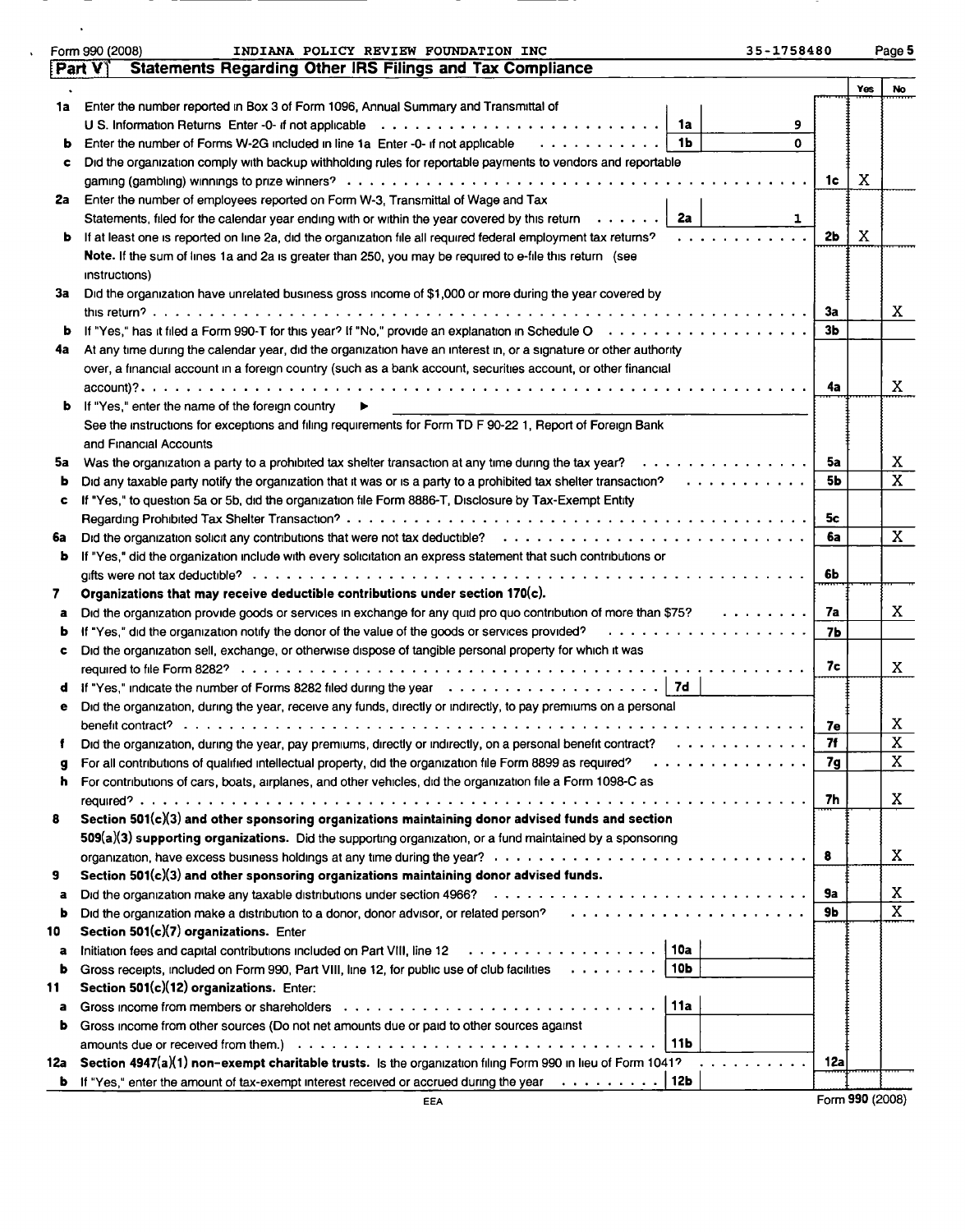Form 990 (2008) INDIANA POLICY REVIEW FOUNDATION INC 35-1758480 Page 5

## Part V Statements Regarding Other IRS Filings and Tax Compliance

| | | | | | Yes | No |
|---|---|---|---|---|---|---|
| 1a | Enter the number reported in Box 3 of Form 1096, Annual Summary and Transmittal of U S. Information Returns Enter -0- if not applicable | 1a | 9 | | | |
| b | Enter the number of Forms W-2G included in line 1a Enter -0- if not applicable | 1b | 0 | | | |
| c | Did the organization comply with backup withholding rules for reportable payments to vendors and reportable gaming (gambling) winnings to prize winners? | | | 1c | X | |
| 2a | Enter the number of employees reported on Form W-3, Transmittal of Wage and Tax Statements, filed for the calendar year ending with or within the year covered by this return | 2a | 1 | | | |
| b | If at least one is reported on line 2a, did the organization file all required federal employment tax returns? **Note.** If the sum of lines 1a and 2a is greater than 250, you may be required to e-file this return (see instructions) | | | 2b | X | |
| 3a | Did the organization have unrelated business gross income of $1,000 or more during the year covered by this return? | | | 3a | | X |
| b | If "Yes," has it filed a Form 990-T for this year? If "No," provide an explanation in Schedule O | | | 3b | | |
| 4a | At any time during the calendar year, did the organization have an interest in, or a signature or other authority over, a financial account in a foreign country (such as a bank account, securities account, or other financial account)? | | | 4a | | X |
| b | If "Yes," enter the name of the foreign country ▶ See the instructions for exceptions and filing requirements for Form TD F 90-22 1, Report of Foreign Bank and Financial Accounts | | | | | |
| 5a | Was the organization a party to a prohibited tax shelter transaction at any time during the tax year? | | | 5a | | X |
| b | Did any taxable party notify the organization that it was or is a party to a prohibited tax shelter transaction? | | | 5b | | X |
| c | If "Yes," to question 5a or 5b, did the organization file Form 8886-T, Disclosure by Tax-Exempt Entity Regarding Prohibited Tax Shelter Transaction? | | | 5c | | |
| 6a | Did the organization solicit any contributions that were not tax deductible? | | | 6a | | X |
| b | If "Yes," did the organization include with every solicitation an express statement that such contributions or gifts were not tax deductible? | | | 6b | | |
| 7 | **Organizations that may receive deductible contributions under section 170(c).** | | | | | |
| a | Did the organization provide goods or services in exchange for any quid pro quo contribution of more than $75? | | | 7a | | X |
| b | If "Yes," did the organization notify the donor of the value of the goods or services provided? | | | 7b | | |
| c | Did the organization sell, exchange, or otherwise dispose of tangible personal property for which it was required to file Form 8282? | | | 7c | | X |
| d | If "Yes," indicate the number of Forms 8282 filed during the year | 7d | | | | |
| e | Did the organization, during the year, receive any funds, directly or indirectly, to pay premiums on a personal benefit contract? | | | 7e | | X |
| f | Did the organization, during the year, pay premiums, directly or indirectly, on a personal benefit contract? | | | 7f | | X |
| g | For all contributions of qualified intellectual property, did the organization file Form 8899 as required? | | | 7g | | X |
| h | For contributions of cars, boats, airplanes, and other vehicles, did the organization file a Form 1098-C as required? | | | 7h | | X |
| 8 | **Section 501(c)(3) and other sponsoring organizations maintaining donor advised funds and section 509(a)(3) supporting organizations.** Did the supporting organization, or a fund maintained by a sponsoring organization, have excess business holdings at any time during the year? | | | 8 | | X |
| 9 | **Section 501(c)(3) and other sponsoring organizations maintaining donor advised funds.** | | | | | |
| a | Did the organization make any taxable distributions under section 4966? | | | 9a | | X |
| b | Did the organization make a distribution to a donor, donor advisor, or related person? | | | 9b | | X |
| 10 | **Section 501(c)(7) organizations.** Enter | | | | | |
| a | Initiation fees and capital contributions included on Part VIII, line 12 | 10a | | | | |
| b | Gross receipts, included on Form 990, Part VIII, line 12, for public use of club facilities | 10b | | | | |
| 11 | **Section 501(c)(12) organizations.** Enter: | | | | | |
| a | Gross income from members or shareholders | 11a | | | | |
| b | Gross income from other sources (Do not net amounts due or paid to other sources against amounts due or received from them.) | 11b | | | | |
| 12a | **Section 4947(a)(1) non-exempt charitable trusts.** Is the organization filing Form 990 in lieu of Form 1041? | | | 12a | | |
| b | If "Yes," enter the amount of tax-exempt interest received or accrued during the year | 12b | | | | |

EEA Form 990 (2008)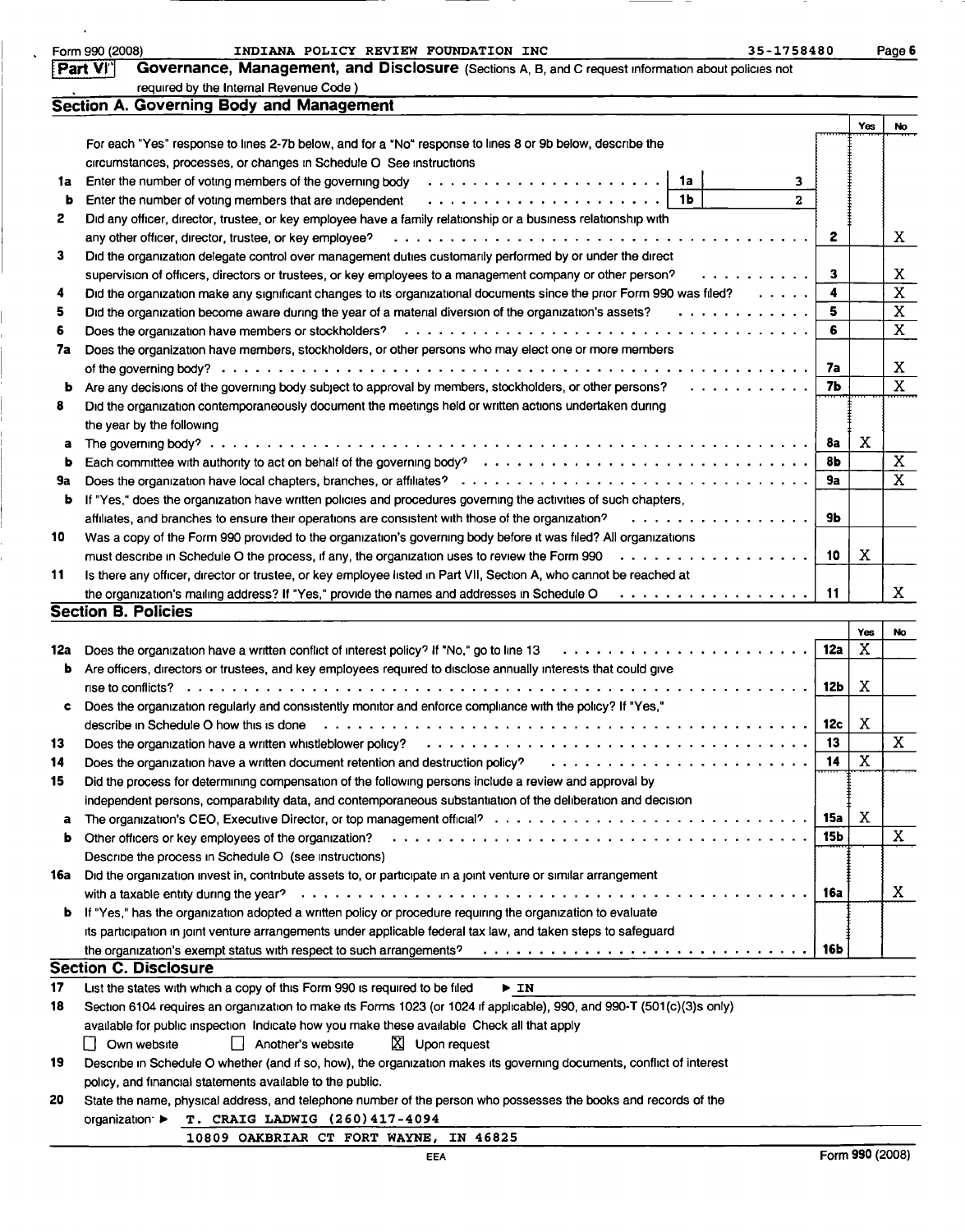Form 990 (2008) INDIANA POLICY REVIEW FOUNDATION INC 35-1758480 Page 6

## Part VI Governance, Management, and Disclosure (Sections A, B, and C request information about policies not required by the Internal Revenue Code )

### Section A. Governing Body and Management

| | | | Yes | No |
|---|---|---|---|---|
| | For each "Yes" response to lines 2-7b below, and for a "No" response to lines 8 or 9b below, describe the circumstances, processes, or changes in Schedule O See instructions | | | |
| 1a | Enter the number of voting members of the governing body . . . 1a 3 | | | |
| b | Enter the number of voting members that are independent . . . 1b 2 | | | |
| 2 | Did any officer, director, trustee, or key employee have a family relationship or a business relationship with any other officer, director, trustee, or key employee? | 2 | | X |
| 3 | Did the organization delegate control over management duties customarily performed by or under the direct supervision of officers, directors or trustees, or key employees to a management company or other person? | 3 | | X |
| 4 | Did the organization make any significant changes to its organizational documents since the prior Form 990 was filed? | 4 | | X |
| 5 | Did the organization become aware during the year of a material diversion of the organization's assets? | 5 | | X |
| 6 | Does the organization have members or stockholders? | 6 | | X |
| 7a | Does the organization have members, stockholders, or other persons who may elect one or more members of the governing body? | 7a | | X |
| b | Are any decisions of the governing body subject to approval by members, stockholders, or other persons? | 7b | | X |
| 8 | Did the organization contemporaneously document the meetings held or written actions undertaken during the year by the following | | | |
| a | The governing body? | 8a | X | |
| b | Each committee with authority to act on behalf of the governing body? | 8b | | X |
| 9a | Does the organization have local chapters, branches, or affiliates? | 9a | | X |
| b | If "Yes," does the organization have written policies and procedures governing the activities of such chapters, affiliates, and branches to ensure their operations are consistent with those of the organization? | 9b | | |
| 10 | Was a copy of the Form 990 provided to the organization's governing body before it was filed? All organizations must describe in Schedule O the process, if any, the organization uses to review the Form 990 | 10 | X | |
| 11 | Is there any officer, director or trustee, or key employee listed in Part VII, Section A, who cannot be reached at the organization's mailing address? If "Yes," provide the names and addresses in Schedule O | 11 | | X |

### Section B. Policies

| | | | Yes | No |
|---|---|---|---|---|
| 12a | Does the organization have a written conflict of interest policy? If "No," go to line 13 | 12a | X | |
| b | Are officers, directors or trustees, and key employees required to disclose annually interests that could give rise to conflicts? | 12b | X | |
| c | Does the organization regularly and consistently monitor and enforce compliance with the policy? If "Yes," describe in Schedule O how this is done | 12c | X | |
| 13 | Does the organization have a written whistleblower policy? | 13 | | X |
| 14 | Does the organization have a written document retention and destruction policy? | 14 | X | |
| 15 | Did the process for determining compensation of the following persons include a review and approval by independent persons, comparability data, and contemporaneous substantiation of the deliberation and decision | | | |
| a | The organization's CEO, Executive Director, or top management official? | 15a | X | |
| b | Other officers or key employees of the organization? | 15b | | X |
| | Describe the process in Schedule O (see instructions) | | | |
| 16a | Did the organization invest in, contribute assets to, or participate in a joint venture or similar arrangement with a taxable entity during the year? | 16a | | X |
| b | If "Yes," has the organization adopted a written policy or procedure requiring the organization to evaluate its participation in joint venture arrangements under applicable federal tax law, and taken steps to safeguard the organization's exempt status with respect to such arrangements? | 16b | | |

### Section C. Disclosure

17 List the states with which a copy of this Form 990 is required to be filed ▶ IN

18 Section 6104 requires an organization to make its Forms 1023 (or 1024 if applicable), 990, and 990-T (501(c)(3)s only) available for public inspection Indicate how you make these available Check all that apply

☐ Own website ☐ Another's website ☒ Upon request

19 Describe in Schedule O whether (and if so, how), the organization makes its governing documents, conflict of interest policy, and financial statements available to the public.

20 State the name, physical address, and telephone number of the person who possesses the books and records of the organization ▶ T. CRAIG LADWIG (260)417-4094
10809 OAKBRIAR CT FORT WAYNE, IN 46825

Form 990 (2008)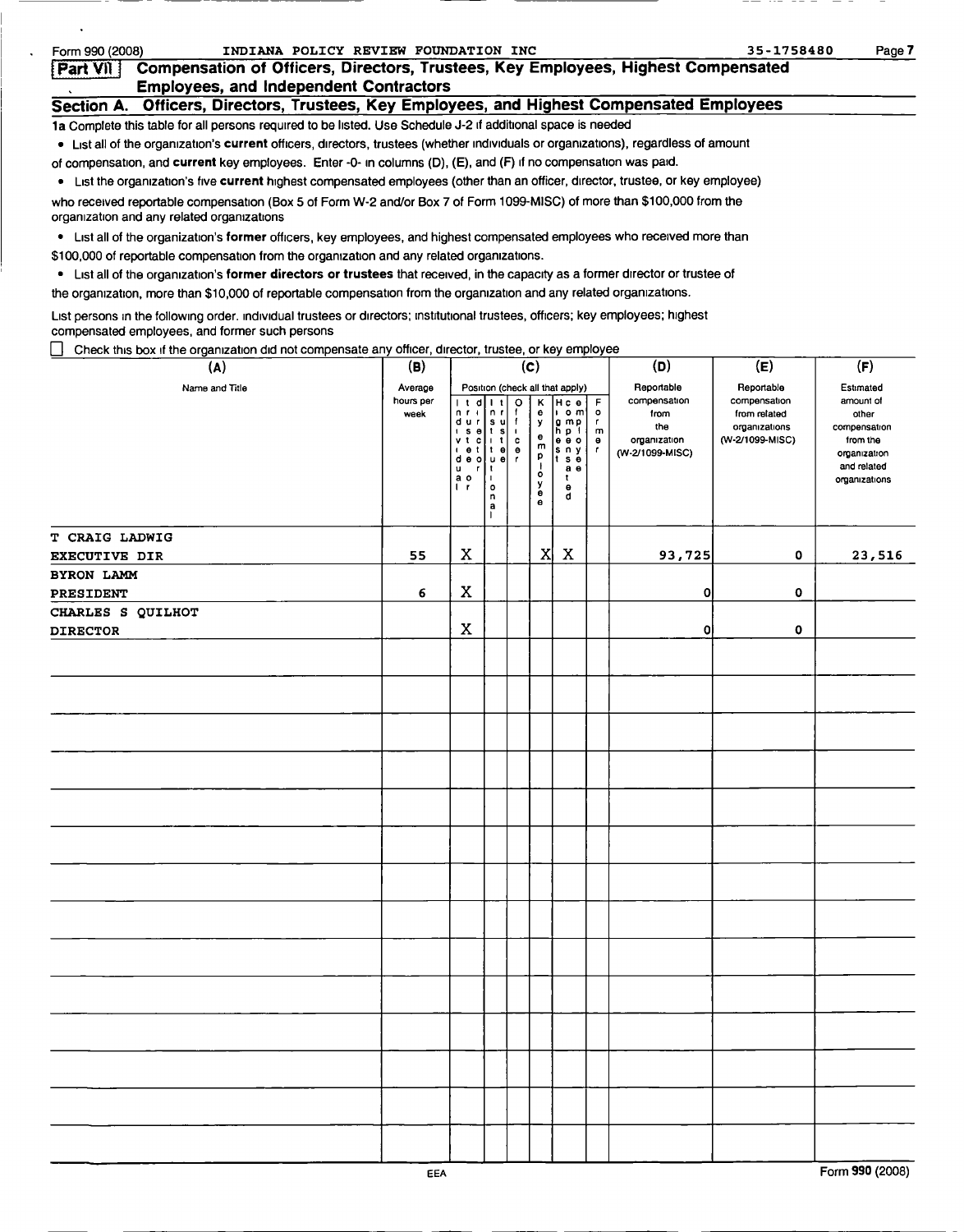Form 990 (2008) INDIANA POLICY REVIEW FOUNDATION INC 35-1758480

## Part VII Compensation of Officers, Directors, Trustees, Key Employees, Highest Compensated Employees, and Independent Contractors

### Section A. Officers, Directors, Trustees, Key Employees, and Highest Compensated Employees

**1a** Complete this table for all persons required to be listed. Use Schedule J-2 if additional space is needed

- List all of the organization's **current** officers, directors, trustees (whether individuals or organizations), regardless of amount of compensation, and **current** key employees. Enter -0- in columns (D), (E), and (F) if no compensation was paid.
- List the organization's five **current** highest compensated employees (other than an officer, director, trustee, or key employee) who received reportable compensation (Box 5 of Form W-2 and/or Box 7 of Form 1099-MISC) of more than $100,000 from the organization and any related organizations
- List all of the organization's **former** officers, key employees, and highest compensated employees who received more than $100,000 of reportable compensation from the organization and any related organizations.
- List all of the organization's **former directors or trustees** that received, in the capacity as a former director or trustee of the organization, more than $10,000 of reportable compensation from the organization and any related organizations.

List persons in the following order. individual trustees or directors; institutional trustees, officers; key employees; highest compensated employees, and former such persons

☐ Check this box if the organization did not compensate any officer, director, trustee, or key employee

| (A) Name and Title | (B) Average hours per week | (C) Individual trustee or director | (C) Institutional trustee | (C) Officer | (C) Key employee | (C) Highest compensated employee | (C) Former | (D) Reportable compensation from the organization (W-2/1099-MISC) | (E) Reportable compensation from related organizations (W-2/1099-MISC) | (F) Estimated amount of other compensation from the organization and related organizations |
|---|---|---|---|---|---|---|---|---|---|---|
| T CRAIG LADWIG<br>EXECUTIVE DIR | 55 | X | | | X | X | | 93,725 | 0 | 23,516 |
| BYRON LAMM<br>PRESIDENT | 6 | X | | | | | | 0 | 0 | |
| CHARLES S QUILHOT<br>DIRECTOR | | X | | | | | | 0 | 0 | |

Form 990 (2008)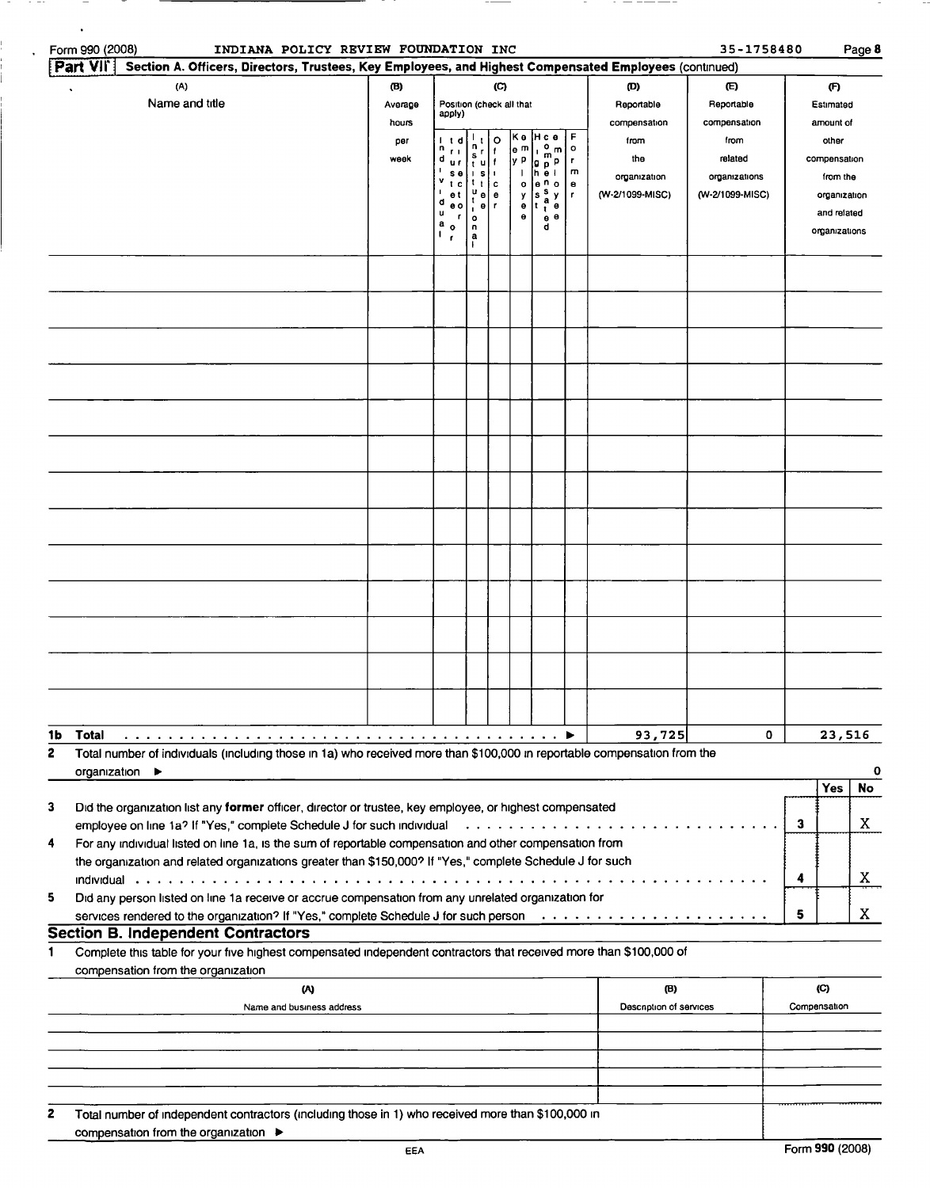Form 990 (2008) INDIANA POLICY REVIEW FOUNDATION INC 35-1758480 Page 8

**Part VII Section A. Officers, Directors, Trustees, Key Employees, and Highest Compensated Employees** (continued)

| (A) Name and title | (B) Average hours per week | (C) Position (check all that apply) Individual trustee or director | Institutional trustee | Officer | Key employee | Highest compensated employee | Former | (D) Reportable compensation from the organization (W-2/1099-MISC) | (E) Reportable compensation from related organizations (W-2/1099-MISC) | (F) Estimated amount of other compensation from the organization and related organizations |
|---|---|---|---|---|---|---|---|---|---|---|
| | | | | | | | | | | |
| | | | | | | | | | | |
| | | | | | | | | | | |
| | | | | | | | | | | |
| | | | | | | | | | | |
| | | | | | | | | | | |
| | | | | | | | | | | |
| | | | | | | | | | | |
| | | | | | | | | | | |
| | | | | | | | | | | |
| | | | | | | | | | | |
| | | | | | | | | | | |
| | | | | | | | | | | |
| **1b Total** ▶ | | | | | | | | 93,725 | 0 | 23,516 |

**2** Total number of individuals (including those in 1a) who received more than $100,000 in reportable compensation from the organization ▶ 0

| | | | Yes | No |
|---|---|---|---|---|
| 3 | Did the organization list any **former** officer, director or trustee, key employee, or highest compensated employee on line 1a? If "Yes," complete Schedule J for such individual | 3 | | X |
| 4 | For any individual listed on line 1a, is the sum of reportable compensation and other compensation from the organization and related organizations greater than $150,000? If "Yes," complete Schedule J for such individual | 4 | | X |
| 5 | Did any person listed on line 1a receive or accrue compensation from any unrelated organization for services rendered to the organization? If "Yes," complete Schedule J for such person | 5 | | X |

## Section B. Independent Contractors

**1** Complete this table for your five highest compensated independent contractors that received more than $100,000 of compensation from the organization

| (A) Name and business address | (B) Description of services | (C) Compensation |
|---|---|---|
| | | |
| | | |
| | | |
| | | |
| | | |

**2** Total number of independent contractors (including those in 1) who received more than $100,000 in compensation from the organization ▶

EEA

Form **990** (2008)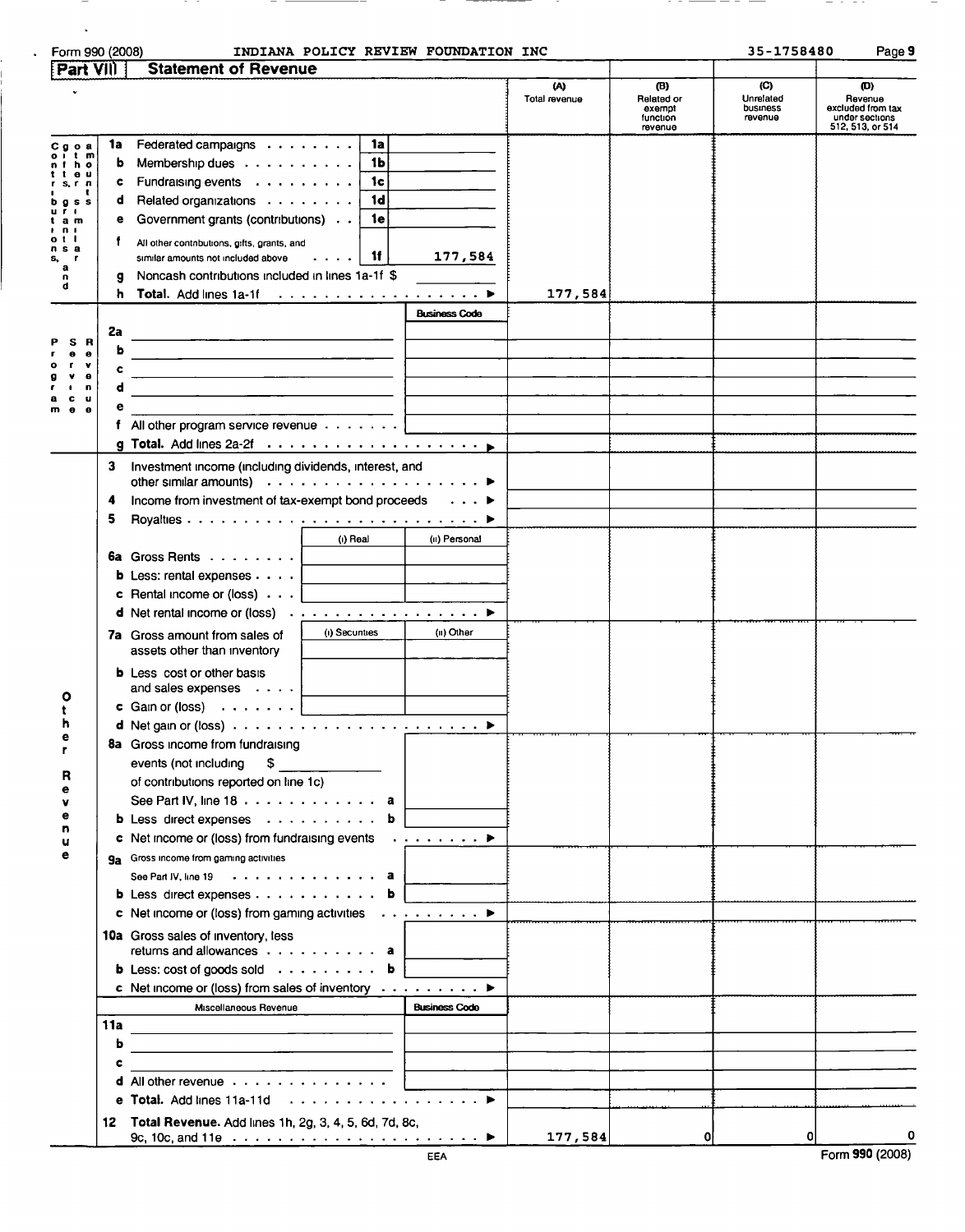Form 990 (2008) INDIANA POLICY REVIEW FOUNDATION INC 35-1758480 Page 9

## Part VIII Statement of Revenue

| | | | | (A) Total revenue | (B) Related or exempt function revenue | (C) Unrelated business revenue | (D) Revenue excluded from tax under sections 512, 513, or 514 |
|---|---|---|---|---|---|---|---|
| **Contributions, gifts, grants and other similar amounts** | 1a Federated campaigns | 1a | | | | | |
| | b Membership dues | 1b | | | | | |
| | c Fundraising events | 1c | | | | | |
| | d Related organizations | 1d | | | | | |
| | e Government grants (contributions) | 1e | | | | | |
| | f All other contributions, gifts, grants, and similar amounts not included above | 1f | 177,584 | | | | |
| | g Noncash contributions included in lines 1a-1f $ | | | | | | |
| | h **Total.** Add lines 1a-1f ▶ | | | 177,584 | | | |
| **Program Service Revenue** | | | Business Code | | | | |
| | 2a | | | | | | |
| | b | | | | | | |
| | c | | | | | | |
| | d | | | | | | |
| | e | | | | | | |
| | f All other program service revenue | | | | | | |
| | g **Total.** Add lines 2a-2f ▶ | | | | | | |
| **Other Revenue** | 3 Investment income (including dividends, interest, and other similar amounts) ▶ | | | | | | |
| | 4 Income from investment of tax-exempt bond proceeds ▶ | | | | | | |
| | 5 Royalties ▶ | | | | | | |
| | | (i) Real | (ii) Personal | | | | |
| | 6a Gross Rents | | | | | | |
| | b Less: rental expenses | | | | | | |
| | c Rental income or (loss) | | | | | | |
| | d Net rental income or (loss) ▶ | | | | | | |
| | | (i) Securities | (ii) Other | | | | |
| | 7a Gross amount from sales of assets other than inventory | | | | | | |
| | b Less cost or other basis and sales expenses | | | | | | |
| | c Gain or (loss) | | | | | | |
| | d Net gain or (loss) ▶ | | | | | | |
| | 8a Gross income from fundraising events (not including $ of contributions reported on line 1c) See Part IV, line 18 | a | | | | | |
| | b Less direct expenses | b | | | | | |
| | c Net income or (loss) from fundraising events ▶ | | | | | | |
| | 9a Gross income from gaming activities See Part IV, line 19 | a | | | | | |
| | b Less direct expenses | b | | | | | |
| | c Net income or (loss) from gaming activities ▶ | | | | | | |
| | 10a Gross sales of inventory, less returns and allowances | a | | | | | |
| | b Less: cost of goods sold | b | | | | | |
| | c Net income or (loss) from sales of inventory ▶ | | | | | | |
| | Miscellaneous Revenue | | Business Code | | | | |
| | 11a | | | | | | |
| | b | | | | | | |
| | c | | | | | | |
| | d All other revenue | | | | | | |
| | e **Total.** Add lines 11a-11d ▶ | | | | | | |
| | 12 **Total Revenue.** Add lines 1h, 2g, 3, 4, 5, 6d, 7d, 8c, 9c, 10c, and 11e ▶ | | | 177,584 | 0 | 0 | 0 |

EEA

Form **990** (2008)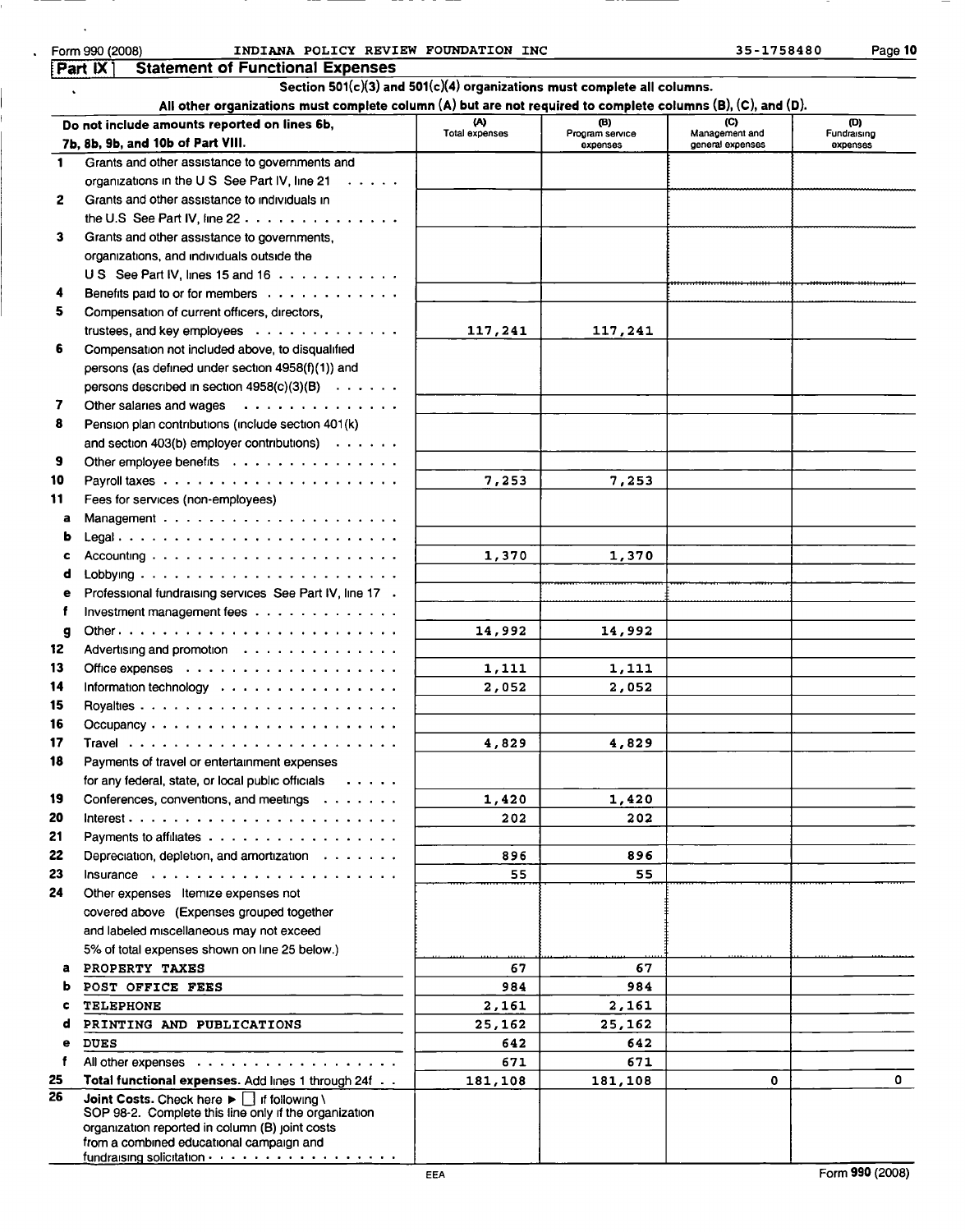Form 990 (2008) INDIANA POLICY REVIEW FOUNDATION INC 35-1758480 Page 10

## Part IX Statement of Functional Expenses

**Section 501(c)(3) and 501(c)(4) organizations must complete all columns.**

**All other organizations must complete column (A) but are not required to complete columns (B), (C), and (D).**

| | Do not include amounts reported on lines 6b, 7b, 8b, 9b, and 10b of Part VIII. | (A) Total expenses | (B) Program service expenses | (C) Management and general expenses | (D) Fundraising expenses |
|---|---|---|---|---|---|
| 1 | Grants and other assistance to governments and organizations in the U S See Part IV, line 21 | | | | |
| 2 | Grants and other assistance to individuals in the U.S See Part IV, line 22 | | | | |
| 3 | Grants and other assistance to governments, organizations, and individuals outside the U S See Part IV, lines 15 and 16 | | | | |
| 4 | Benefits paid to or for members | | | | |
| 5 | Compensation of current officers, directors, trustees, and key employees | 117,241 | 117,241 | | |
| 6 | Compensation not included above, to disqualified persons (as defined under section 4958(f)(1)) and persons described in section 4958(c)(3)(B) | | | | |
| 7 | Other salaries and wages | | | | |
| 8 | Pension plan contributions (include section 401(k) and section 403(b) employer contributions) | | | | |
| 9 | Other employee benefits | | | | |
| 10 | Payroll taxes | 7,253 | 7,253 | | |
| 11 | Fees for services (non-employees) | | | | |
| a | Management | | | | |
| b | Legal | | | | |
| c | Accounting | 1,370 | 1,370 | | |
| d | Lobbying | | | | |
| e | Professional fundraising services See Part IV, line 17 | | | | |
| f | Investment management fees | | | | |
| g | Other | 14,992 | 14,992 | | |
| 12 | Advertising and promotion | | | | |
| 13 | Office expenses | 1,111 | 1,111 | | |
| 14 | Information technology | 2,052 | 2,052 | | |
| 15 | Royalties | | | | |
| 16 | Occupancy | | | | |
| 17 | Travel | 4,829 | 4,829 | | |
| 18 | Payments of travel or entertainment expenses for any federal, state, or local public officials | | | | |
| 19 | Conferences, conventions, and meetings | 1,420 | 1,420 | | |
| 20 | Interest | 202 | 202 | | |
| 21 | Payments to affiliates | | | | |
| 22 | Depreciation, depletion, and amortization | 896 | 896 | | |
| 23 | Insurance | 55 | 55 | | |
| 24 | Other expenses Itemize expenses not covered above (Expenses grouped together and labeled miscellaneous may not exceed 5% of total expenses shown on line 25 below.) | | | | |
| a | PROPERTY TAXES | 67 | 67 | | |
| b | POST OFFICE FEES | 984 | 984 | | |
| c | TELEPHONE | 2,161 | 2,161 | | |
| d | PRINTING AND PUBLICATIONS | 25,162 | 25,162 | | |
| e | DUES | 642 | 642 | | |
| f | All other expenses | 671 | 671 | | |
| 25 | **Total functional expenses.** Add lines 1 through 24f | 181,108 | 181,108 | 0 | 0 |
| 26 | **Joint Costs.** Check here ▶ ☐ if following SOP 98-2. Complete this line only if the organization reported in column (B) joint costs from a combined educational campaign and fundraising solicitation | | | | |

EEA

Form **990** (2008)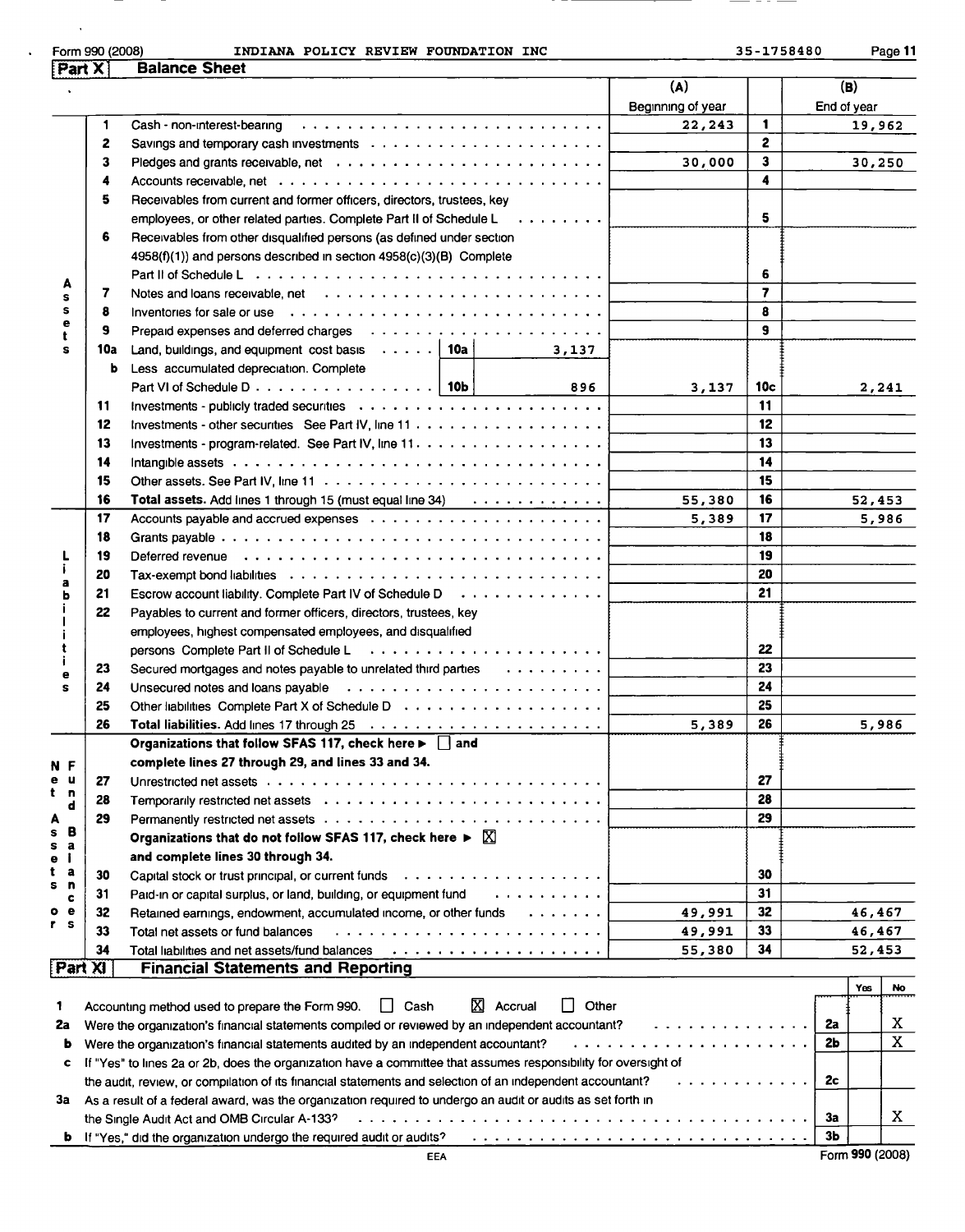Form 990 (2008) INDIANA POLICY REVIEW FOUNDATION INC 35-1758480

## Part X Balance Sheet

| | | | (A) Beginning of year | | (B) End of year |
|---|---|---|---|---|---|
| Assets | 1 | Cash - non-interest-bearing | 22,243 | 1 | 19,962 |
| | 2 | Savings and temporary cash investments | | 2 | |
| | 3 | Pledges and grants receivable, net | 30,000 | 3 | 30,250 |
| | 4 | Accounts receivable, net | | 4 | |
| | 5 | Receivables from current and former officers, directors, trustees, key employees, or other related parties. Complete Part II of Schedule L | | 5 | |
| | 6 | Receivables from other disqualified persons (as defined under section 4958(f)(1)) and persons described in section 4958(c)(3)(B) Complete Part II of Schedule L | | 6 | |
| | 7 | Notes and loans receivable, net | | 7 | |
| | 8 | Inventories for sale or use | | 8 | |
| | 9 | Prepaid expenses and deferred charges | | 9 | |
| | 10a | Land, buildings, and equipment cost basis 10a 3,137 | | | |
| | b | Less accumulated depreciation. Complete Part VI of Schedule D 10b 896 | 3,137 | 10c | 2,241 |
| | 11 | Investments - publicly traded securities | | 11 | |
| | 12 | Investments - other securities See Part IV, line 11 | | 12 | |
| | 13 | Investments - program-related. See Part IV, line 11 | | 13 | |
| | 14 | Intangible assets | | 14 | |
| | 15 | Other assets. See Part IV, line 11 | | 15 | |
| | 16 | **Total assets.** Add lines 1 through 15 (must equal line 34) | 55,380 | 16 | 52,453 |
| Liabilities | 17 | Accounts payable and accrued expenses | 5,389 | 17 | 5,986 |
| | 18 | Grants payable | | 18 | |
| | 19 | Deferred revenue | | 19 | |
| | 20 | Tax-exempt bond liabilities | | 20 | |
| | 21 | Escrow account liability. Complete Part IV of Schedule D | | 21 | |
| | 22 | Payables to current and former officers, directors, trustees, key employees, highest compensated employees, and disqualified persons Complete Part II of Schedule L | | 22 | |
| | 23 | Secured mortgages and notes payable to unrelated third parties | | 23 | |
| | 24 | Unsecured notes and loans payable | | 24 | |
| | 25 | Other liabilities Complete Part X of Schedule D | | 25 | |
| | 26 | **Total liabilities.** Add lines 17 through 25 | 5,389 | 26 | 5,986 |
| Net Assets or Fund Balances | | **Organizations that follow SFAS 117, check here ▶ ☐ and complete lines 27 through 29, and lines 33 and 34.** | | | |
| | 27 | Unrestricted net assets | | 27 | |
| | 28 | Temporarily restricted net assets | | 28 | |
| | 29 | Permanently restricted net assets | | 29 | |
| | | **Organizations that do not follow SFAS 117, check here ▶ ☒ and complete lines 30 through 34.** | | | |
| | 30 | Capital stock or trust principal, or current funds | | 30 | |
| | 31 | Paid-in or capital surplus, or land, building, or equipment fund | | 31 | |
| | 32 | Retained earnings, endowment, accumulated income, or other funds | 49,991 | 32 | 46,467 |
| | 33 | Total net assets or fund balances | 49,991 | 33 | 46,467 |
| | 34 | Total liabilities and net assets/fund balances | 55,380 | 34 | 52,453 |

## Part XI Financial Statements and Reporting

| | | | Yes | No |
|---|---|---|---|---|
| 1 | Accounting method used to prepare the Form 990. ☐ Cash ☒ Accrual ☐ Other | | | |
| 2a | Were the organization's financial statements compiled or reviewed by an independent accountant? | 2a | | X |
| b | Were the organization's financial statements audited by an independent accountant? | 2b | | X |
| c | If "Yes" to lines 2a or 2b, does the organization have a committee that assumes responsibility for oversight of the audit, review, or compilation of its financial statements and selection of an independent accountant? | 2c | | |
| 3a | As a result of a federal award, was the organization required to undergo an audit or audits as set forth in the Single Audit Act and OMB Circular A-133? | 3a | | X |
| b | If "Yes," did the organization undergo the required audit or audits? | 3b | | |

EEA Form 990 (2008)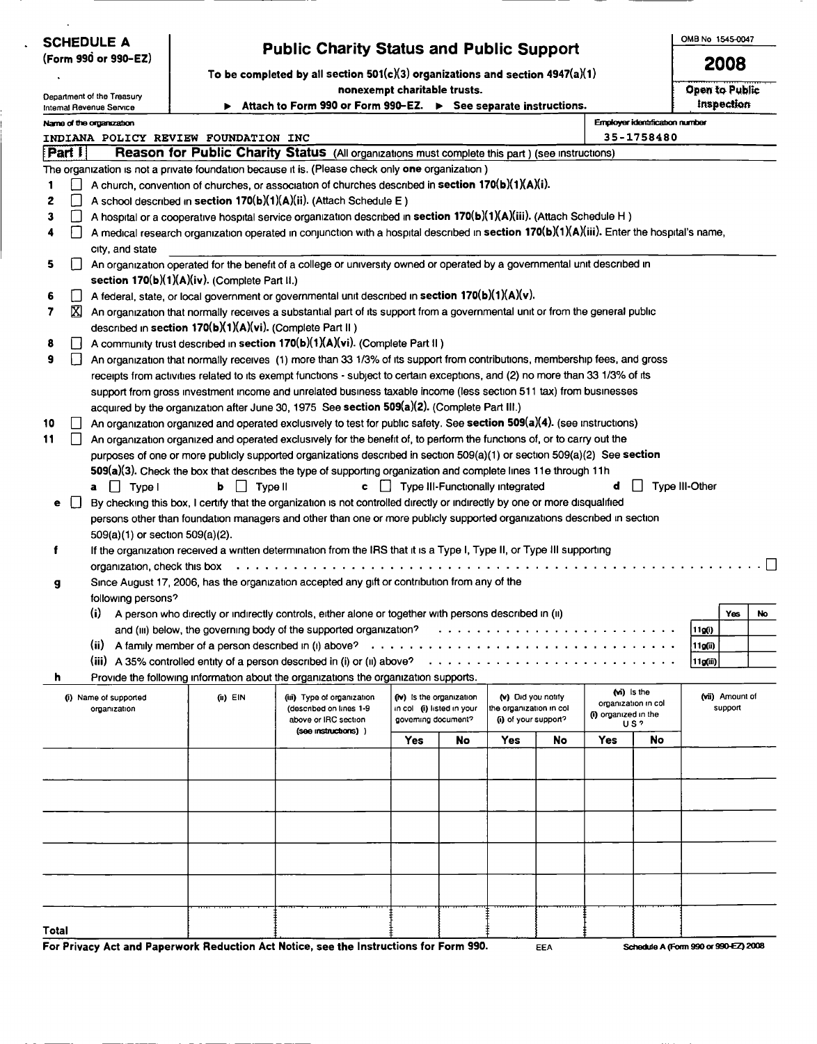**SCHEDULE A**
**(Form 990 or 990-EZ)**

Department of the Treasury
Internal Revenue Service

# Public Charity Status and Public Support

**To be completed by all section 501(c)(3) organizations and section 4947(a)(1) nonexempt charitable trusts.**

► **Attach to Form 990 or Form 990-EZ.** ► **See separate instructions.**

OMB No 1545-0047

**2008**

**Open to Public Inspection**

Name of the organization: INDIANA POLICY REVIEW FOUNDATION INC

Employer identification number: 35-1758480

## Part I — Reason for Public Charity Status (All organizations must complete this part ) (see instructions)

The organization is not a private foundation because it is. (Please check only **one** organization )

1. ☐ A church, convention of churches, or association of churches described in **section 170(b)(1)(A)(i).**
2. ☐ A school described in **section 170(b)(1)(A)(ii).** (Attach Schedule E )
3. ☐ A hospital or a cooperative hospital service organization described in **section 170(b)(1)(A)(iii).** (Attach Schedule H )
4. ☐ A medical research organization operated in conjunction with a hospital described in **section 170(b)(1)(A)(iii).** Enter the hospital's name, city, and state
5. ☐ An organization operated for the benefit of a college or university owned or operated by a governmental unit described in **section 170(b)(1)(A)(iv).** (Complete Part II.)
6. ☐ A federal, state, or local government or governmental unit described in **section 170(b)(1)(A)(v).**
7. ☒ An organization that normally receives a substantial part of its support from a governmental unit or from the general public described in **section 170(b)(1)(A)(vi).** (Complete Part II )
8. ☐ A community trust described in **section 170(b)(1)(A)(vi).** (Complete Part II )
9. ☐ An organization that normally receives (1) more than 33 1/3% of its support from contributions, membership fees, and gross receipts from activities related to its exempt functions - subject to certain exceptions, and (2) no more than 33 1/3% of its support from gross investment income and unrelated business taxable income (less section 511 tax) from businesses acquired by the organization after June 30, 1975 See **section 509(a)(2).** (Complete Part III.)
10. ☐ An organization organized and operated exclusively to test for public safety. See **section 509(a)(4).** (see instructions)
11. ☐ An organization organized and operated exclusively for the benefit of, to perform the functions of, or to carry out the purposes of one or more publicly supported organizations described in section 509(a)(1) or section 509(a)(2) See **section 509(a)(3).** Check the box that describes the type of supporting organization and complete lines 11e through 11h
    - **a** ☐ Type I **b** ☐ Type II **c** ☐ Type III-Functionally integrated **d** ☐ Type III-Other
    - **e** ☐ By checking this box, I certify that the organization is not controlled directly or indirectly by one or more disqualified persons other than foundation managers and other than one or more publicly supported organizations described in section 509(a)(1) or section 509(a)(2).
    - **f** If the organization received a written determination from the IRS that it is a Type I, Type II, or Type III supporting organization, check this box ☐
    - **g** Since August 17, 2006, has the organization accepted any gift or contribution from any of the following persons?

| | | Yes | No |
|---|---|---|---|
| (i) A person who directly or indirectly controls, either alone or together with persons described in (ii) and (iii) below, the governing body of the supported organization? | 11g(i) | | |
| (ii) A family member of a person described in (i) above? | 11g(ii) | | |
| (iii) A 35% controlled entity of a person described in (i) or (ii) above? | 11g(iii) | | |

- **h** Provide the following information about the organizations the organization supports.

| (i) Name of supported organization | (ii) EIN | (iii) Type of organization (described on lines 1-9 above or IRC section (see instructions) ) | (iv) Is the organization in col (i) listed in your governing document? | | (v) Did you notify the organization in col (i) of your support? | | (vi) Is the organization in col (i) organized in the US? | | (vii) Amount of support |
|---|---|---|---|---|---|---|---|---|---|
| | | | Yes | No | Yes | No | Yes | No | |
| | | | | | | | | | |
| | | | | | | | | | |
| | | | | | | | | | |
| | | | | | | | | | |
| | | | | | | | | | |
| | | | | | | | | | |
| Total | | | | | | | | | |

**For Privacy Act and Paperwork Reduction Act Notice, see the Instructions for Form 990.** EEA Schedule A (Form 990 or 990-EZ) 2008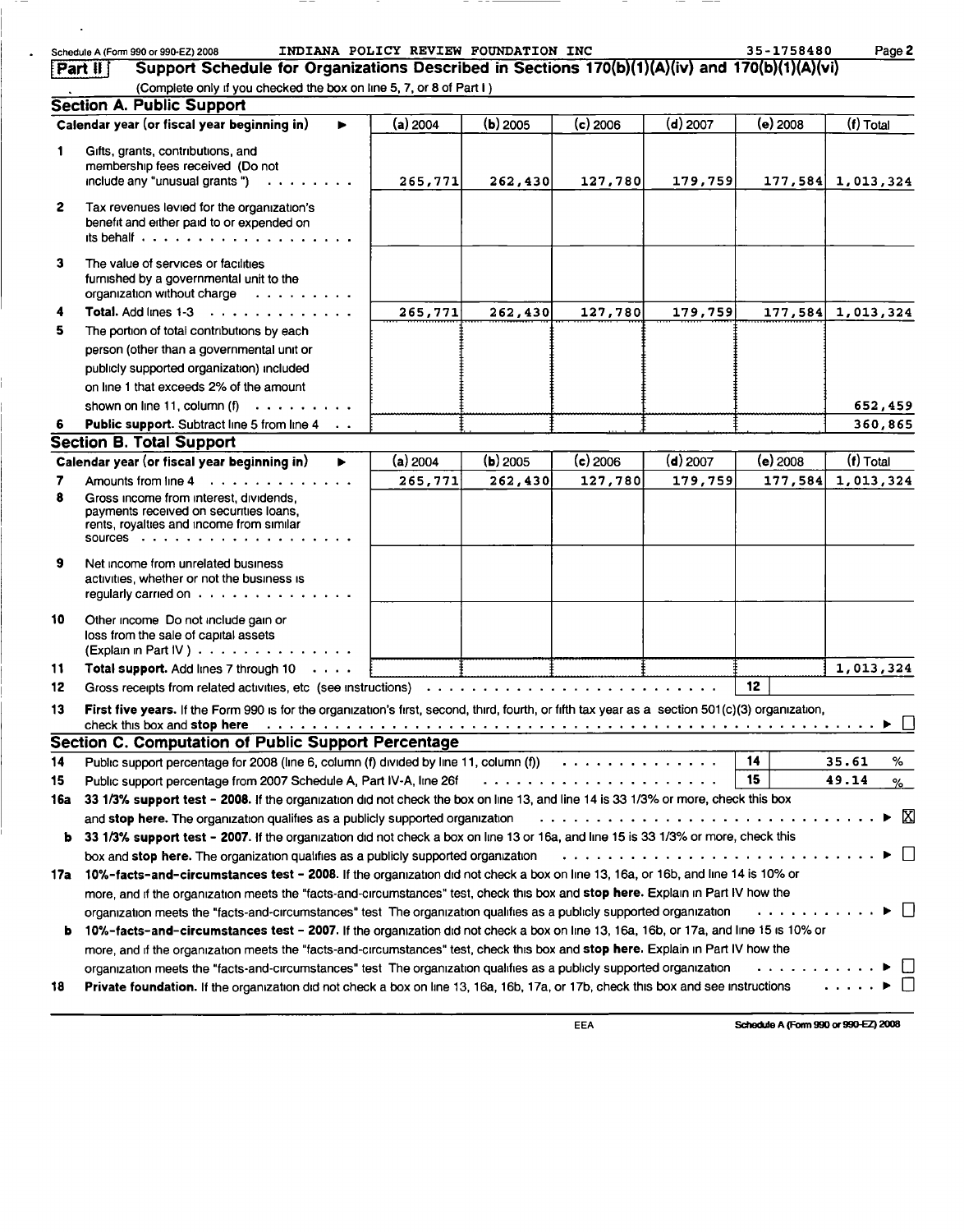Schedule A (Form 990 or 990-EZ) 2008 INDIANA POLICY REVIEW FOUNDATION INC 35-1758480

## Part II Support Schedule for Organizations Described in Sections 170(b)(1)(A)(iv) and 170(b)(1)(A)(vi)

(Complete only if you checked the box on line 5, 7, or 8 of Part I)

### Section A. Public Support

| Calendar year (or fiscal year beginning in) ▶ | (a) 2004 | (b) 2005 | (c) 2006 | (d) 2007 | (e) 2008 | (f) Total |
|---|---|---|---|---|---|---|
| 1 Gifts, grants, contributions, and membership fees received (Do not include any "unusual grants ") | 265,771 | 262,430 | 127,780 | 179,759 | 177,584 | 1,013,324 |
| 2 Tax revenues levied for the organization's benefit and either paid to or expended on its behalf | | | | | | |
| 3 The value of services or facilities furnished by a governmental unit to the organization without charge | | | | | | |
| 4 **Total.** Add lines 1-3 | 265,771 | 262,430 | 127,780 | 179,759 | 177,584 | 1,013,324 |
| 5 The portion of total contributions by each person (other than a governmental unit or publicly supported organization) included on line 1 that exceeds 2% of the amount shown on line 11, column (f) | | | | | | 652,459 |
| 6 **Public support.** Subtract line 5 from line 4 | | | | | | 360,865 |

### Section B. Total Support

| Calendar year (or fiscal year beginning in) ▶ | (a) 2004 | (b) 2005 | (c) 2006 | (d) 2007 | (e) 2008 | (f) Total |
|---|---|---|---|---|---|---|
| 7 Amounts from line 4 | 265,771 | 262,430 | 127,780 | 179,759 | 177,584 | 1,013,324 |
| 8 Gross income from interest, dividends, payments received on securities loans, rents, royalties and income from similar sources | | | | | | |
| 9 Net income from unrelated business activities, whether or not the business is regularly carried on | | | | | | |
| 10 Other income Do not include gain or loss from the sale of capital assets (Explain in Part IV) | | | | | | |
| 11 **Total support.** Add lines 7 through 10 | | | | | | 1,013,324 |

12 Gross receipts from related activities, etc (see instructions) 12

13 **First five years.** If the Form 990 is for the organization's first, second, third, fourth, or fifth tax year as a section 501(c)(3) organization, check this box and **stop here** ▶ ☐

### Section C. Computation of Public Support Percentage

14 Public support percentage for 2008 (line 6, column (f) divided by line 11, column (f)) 14 35.61 %

15 Public support percentage from 2007 Schedule A, Part IV-A, line 26f 15 49.14 %

16a **33 1/3% support test - 2008.** If the organization did not check the box on line 13, and line 14 is 33 1/3% or more, check this box and **stop here.** The organization qualifies as a publicly supported organization ▶ ☒

b **33 1/3% support test - 2007.** If the organization did not check a box on line 13 or 16a, and line 15 is 33 1/3% or more, check this box and **stop here.** The organization qualifies as a publicly supported organization ▶ ☐

17a **10%-facts-and-circumstances test - 2008.** If the organization did not check a box on line 13, 16a, or 16b, and line 14 is 10% or more, and if the organization meets the "facts-and-circumstances" test, check this box and **stop here.** Explain in Part IV how the organization meets the "facts-and-circumstances" test The organization qualifies as a publicly supported organization ▶ ☐

b **10%-facts-and-circumstances test - 2007.** If the organization did not check a box on line 13, 16a, 16b, or 17a, and line 15 is 10% or more, and if the organization meets the "facts-and-circumstances" test, check this box and **stop here.** Explain in Part IV how the organization meets the "facts-and-circumstances" test The organization qualifies as a publicly supported organization ▶ ☐

18 **Private foundation.** If the organization did not check a box on line 13, 16a, 16b, 17a, or 17b, check this box and see instructions ▶ ☐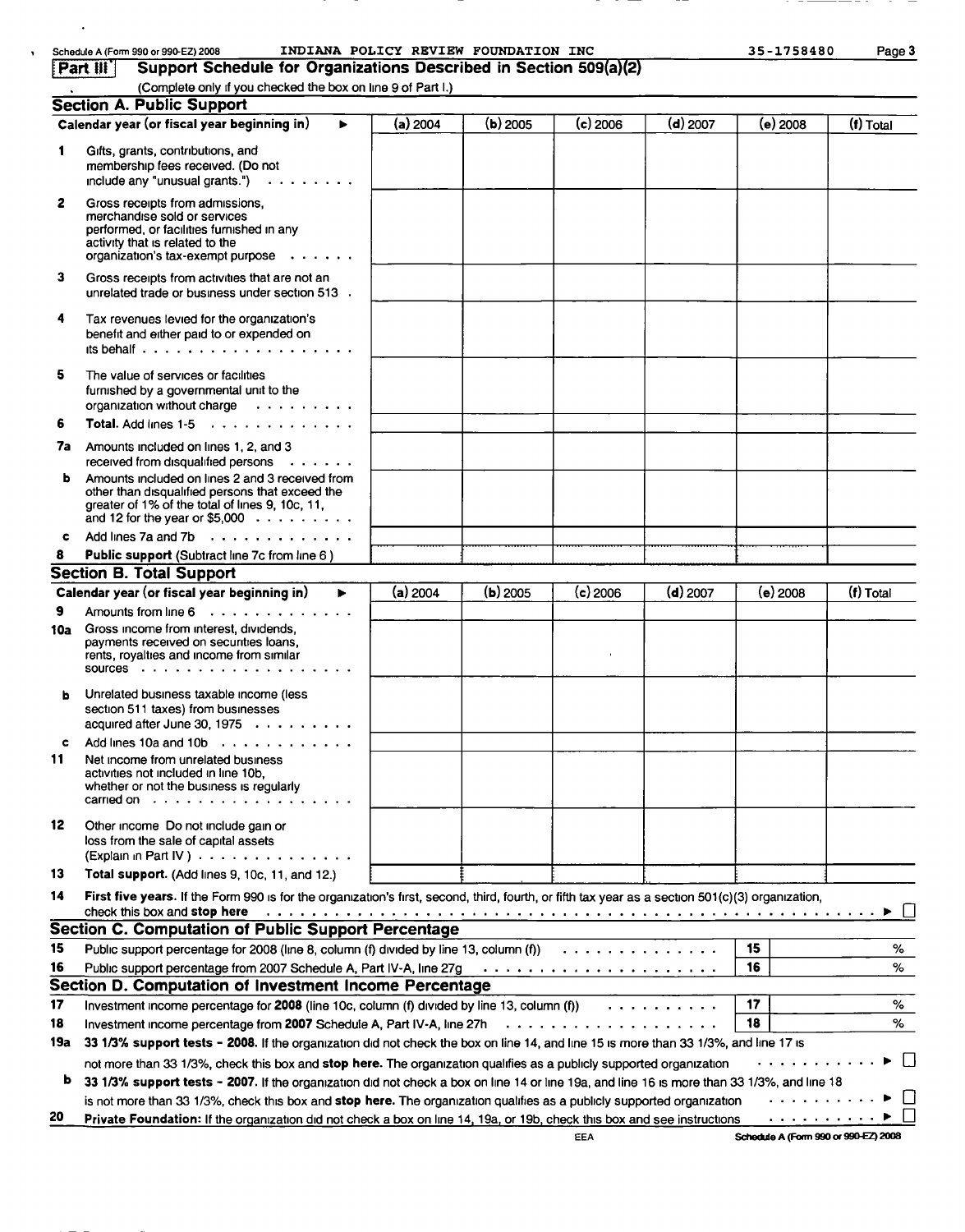Schedule A (Form 990 or 990-EZ) 2008 INDIANA POLICY REVIEW FOUNDATION INC 35-1758480 Page 3

## Part III Support Schedule for Organizations Described in Section 509(a)(2)

(Complete only if you checked the box on line 9 of Part I.)

### Section A. Public Support

| Calendar year (or fiscal year beginning in) ▶ | (a) 2004 | (b) 2005 | (c) 2006 | (d) 2007 | (e) 2008 | (f) Total |
|---|---|---|---|---|---|---|
| 1 Gifts, grants, contributions, and membership fees received. (Do not include any "unusual grants.") | | | | | | |
| 2 Gross receipts from admissions, merchandise sold or services performed, or facilities furnished in any activity that is related to the organization's tax-exempt purpose | | | | | | |
| 3 Gross receipts from activities that are not an unrelated trade or business under section 513 | | | | | | |
| 4 Tax revenues levied for the organization's benefit and either paid to or expended on its behalf | | | | | | |
| 5 The value of services or facilities furnished by a governmental unit to the organization without charge | | | | | | |
| 6 **Total.** Add lines 1-5 | | | | | | |
| 7a Amounts included on lines 1, 2, and 3 received from disqualified persons | | | | | | |
| b Amounts included on lines 2 and 3 received from other than disqualified persons that exceed the greater of 1% of the total of lines 9, 10c, 11, and 12 for the year or $5,000 | | | | | | |
| c Add lines 7a and 7b | | | | | | |
| 8 **Public support** (Subtract line 7c from line 6) | | | | | | |

### Section B. Total Support

| Calendar year (or fiscal year beginning in) ▶ | (a) 2004 | (b) 2005 | (c) 2006 | (d) 2007 | (e) 2008 | (f) Total |
|---|---|---|---|---|---|---|
| 9 Amounts from line 6 | | | | | | |
| 10a Gross income from interest, dividends, payments received on securities loans, rents, royalties and income from similar sources | | | | | | |
| b Unrelated business taxable income (less section 511 taxes) from businesses acquired after June 30, 1975 | | | | | | |
| c Add lines 10a and 10b | | | | | | |
| 11 Net income from unrelated business activities not included in line 10b, whether or not the business is regularly carried on | | | | | | |
| 12 Other income Do not include gain or loss from the sale of capital assets (Explain in Part IV) | | | | | | |
| 13 **Total support.** (Add lines 9, 10c, 11, and 12.) | | | | | | |

14 **First five years.** If the Form 990 is for the organization's first, second, third, fourth, or fifth tax year as a section 501(c)(3) organization, check this box and **stop here** ▶ ☐

### Section C. Computation of Public Support Percentage

| | | | |
|---|---|---|---|
| 15 | Public support percentage for 2008 (line 8, column (f) divided by line 13, column (f)) | 15 | % |
| 16 | Public support percentage from 2007 Schedule A, Part IV-A, line 27g | 16 | % |

### Section D. Computation of Investment Income Percentage

| | | | |
|---|---|---|---|
| 17 | Investment income percentage for **2008** (line 10c, column (f) divided by line 13, column (f)) | 17 | % |
| 18 | Investment income percentage from **2007** Schedule A, Part IV-A, line 27h | 18 | % |

19a **33 1/3% support tests - 2008.** If the organization did not check the box on line 14, and line 15 is more than 33 1/3%, and line 17 is not more than 33 1/3%, check this box and **stop here.** The organization qualifies as a publicly supported organization ▶ ☐

b **33 1/3% support tests - 2007.** If the organization did not check a box on line 14 or line 19a, and line 16 is more than 33 1/3%, and line 18 is not more than 33 1/3%, check this box and **stop here.** The organization qualifies as a publicly supported organization ▶ ☐

20 **Private Foundation:** If the organization did not check a box on line 14, 19a, or 19b, check this box and see instructions ▶ ☐

EEA Schedule A (Form 990 or 990-EZ) 2008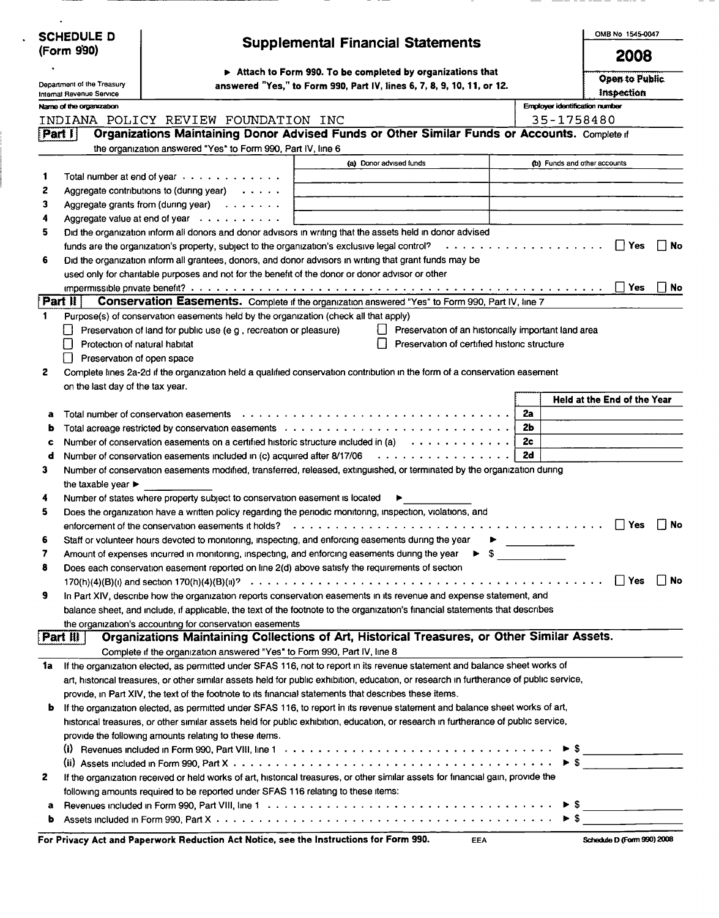**SCHEDULE D (Form 990)**

Department of the Treasury
Internal Revenue Service

# Supplemental Financial Statements

▶ Attach to Form 990. To be completed by organizations that answered "Yes," to Form 990, Part IV, lines 6, 7, 8, 9, 10, 11, or 12.

OMB No 1545-0047

**2008**

**Open to Public Inspection**

Name of the organization: INDIANA POLICY REVIEW FOUNDATION INC

Employer identification number: 35-1758480

## Part I Organizations Maintaining Donor Advised Funds or Other Similar Funds or Accounts. Complete if the organization answered "Yes" to Form 990, Part IV, line 6

| | | (a) Donor advised funds | (b) Funds and other accounts |
|---|---|---|---|
| 1 | Total number at end of year | | |
| 2 | Aggregate contributions to (during year) | | |
| 3 | Aggregate grants from (during year) | | |
| 4 | Aggregate value at end of year | | |

5 Did the organization inform all donors and donor advisors in writing that the assets held in donor advised funds are the organization's property, subject to the organization's exclusive legal control? ☐ Yes ☐ No

6 Did the organization inform all grantees, donors, and donor advisors in writing that grant funds may be used only for charitable purposes and not for the benefit of the donor or donor advisor or other impermissible private benefit? ☐ Yes ☐ No

## Part II Conservation Easements. Complete if the organization answered "Yes" to Form 990, Part IV, line 7

1 Purpose(s) of conservation easements held by the organization (check all that apply)

- ☐ Preservation of land for public use (e g , recreation or pleasure)
- ☐ Preservation of an historically important land area
- ☐ Protection of natural habitat
- ☐ Preservation of certified historic structure
- ☐ Preservation of open space

2 Complete lines 2a-2d if the organization held a qualified conservation contribution in the form of a conservation easement on the last day of the tax year.

| | | | Held at the End of the Year |
|---|---|---|---|
| a | Total number of conservation easements | 2a | |
| b | Total acreage restricted by conservation easements | 2b | |
| c | Number of conservation easements on a certified historic structure included in (a) | 2c | |
| d | Number of conservation easements included in (c) acquired after 8/17/06 | 2d | |

3 Number of conservation easements modified, transferred, released, extinguished, or terminated by the organization during the taxable year ▶ ______

4 Number of states where property subject to conservation easement is located ▶ ______

5 Does the organization have a written policy regarding the periodic monitoring, inspection, violations, and enforcement of the conservation easements it holds? ☐ Yes ☐ No

6 Staff or volunteer hours devoted to monitoring, inspecting, and enforcing easements during the year ▶ ______

7 Amount of expenses incurred in monitoring, inspecting, and enforcing easements during the year ▶ $ ______

8 Does each conservation easement reported on line 2(d) above satisfy the requirements of section 170(h)(4)(B)(i) and section 170(h)(4)(B)(ii)? ☐ Yes ☐ No

9 In Part XIV, describe how the organization reports conservation easements in its revenue and expense statement, and balance sheet, and include, if applicable, the text of the footnote to the organization's financial statements that describes the organization's accounting for conservation easements

## Part III Organizations Maintaining Collections of Art, Historical Treasures, or Other Similar Assets.

Complete if the organization answered "Yes" to Form 990, Part IV, line 8

1a If the organization elected, as permitted under SFAS 116, not to report in its revenue statement and balance sheet works of art, historical treasures, or other similar assets held for public exhibition, education, or research in furtherance of public service, provide, in Part XIV, the text of the footnote to its financial statements that describes these items.

b If the organization elected, as permitted under SFAS 116, to report in its revenue statement and balance sheet works of art, historical treasures, or other similar assets held for public exhibition, education, or research in furtherance of public service, provide the following amounts relating to these items:

(i) Revenues included in Form 990, Part VIII, line 1 ▶ $ ______

(ii) Assets included in Form 990, Part X ▶ $ ______

2 If the organization received or held works of art, historical treasures, or other similar assets for financial gain, provide the following amounts required to be reported under SFAS 116 relating to these items:

a Revenues included in Form 990, Part VIII, line 1 ▶ $ ______

b Assets included in Form 990, Part X ▶ $ ______

**For Privacy Act and Paperwork Reduction Act Notice, see the Instructions for Form 990.** EEA Schedule D (Form 990) 2008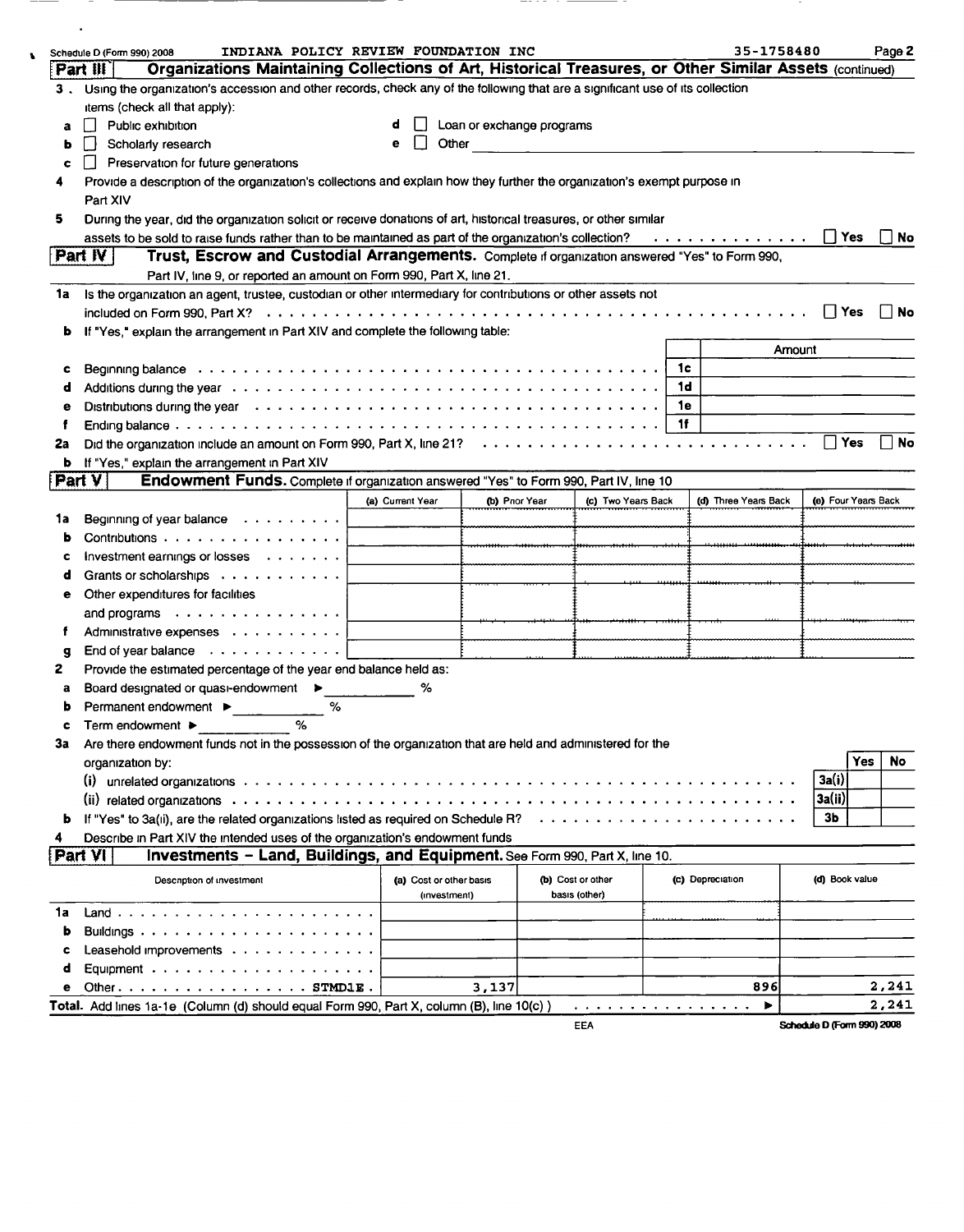Schedule D (Form 990) 2008 INDIANA POLICY REVIEW FOUNDATION INC 35-1758480

## Part III Organizations Maintaining Collections of Art, Historical Treasures, or Other Similar Assets (continued)

3 . Using the organization's accession and other records, check any of the following that are a significant use of its collection items (check all that apply):

a ☐ Public exhibition
b ☐ Scholarly research
c ☐ Preservation for future generations
d ☐ Loan or exchange programs
e ☐ Other

4 Provide a description of the organization's collections and explain how they further the organization's exempt purpose in Part XIV

5 During the year, did the organization solicit or receive donations of art, historical treasures, or other similar assets to be sold to raise funds rather than to be maintained as part of the organization's collection? ☐ Yes ☐ No

## Part IV Trust, Escrow and Custodial Arrangements.

Complete if organization answered "Yes" to Form 990, Part IV, line 9, or reported an amount on Form 990, Part X, line 21.

1a Is the organization an agent, trustee, custodian or other intermediary for contributions or other assets not included on Form 990, Part X? ☐ Yes ☐ No

b If "Yes," explain the arrangement in Part XIV and complete the following table:

| | | | Amount |
|---|---|---|---|
| c | Beginning balance | 1c | |
| d | Additions during the year | 1d | |
| e | Distributions during the year | 1e | |
| f | Ending balance | 1f | |

2a Did the organization include an amount on Form 990, Part X, line 21? ☐ Yes ☐ No

b If "Yes," explain the arrangement in Part XIV

## Part V Endowment Funds.

Complete if organization answered "Yes" to Form 990, Part IV, line 10

| | | (a) Current Year | (b) Prior Year | (c) Two Years Back | (d) Three Years Back | (e) Four Years Back |
|---|---|---|---|---|---|---|
| 1a | Beginning of year balance | | | | | |
| b | Contributions | | | | | |
| c | Investment earnings or losses | | | | | |
| d | Grants or scholarships | | | | | |
| e | Other expenditures for facilities and programs | | | | | |
| f | Administrative expenses | | | | | |
| g | End of year balance | | | | | |

2 Provide the estimated percentage of the year end balance held as:

a Board designated or quasi-endowment ► %
b Permanent endowment ► %
c Term endowment ► %

3a Are there endowment funds not in the possession of the organization that are held and administered for the organization by:

| | | | Yes | No |
|---|---|---|---|---|
| (i) | unrelated organizations | 3a(i) | | |
| (ii) | related organizations | 3a(ii) | | |
| b | If "Yes" to 3a(ii), are the related organizations listed as required on Schedule R? | 3b | | |

4 Describe in Part XIV the intended uses of the organization's endowment funds

## Part VI Investments - Land, Buildings, and Equipment.

See Form 990, Part X, line 10.

| | Description of investment | (a) Cost or other basis (investment) | (b) Cost or other basis (other) | (c) Depreciation | (d) Book value |
|---|---|---|---|---|---|
| 1a | Land | | | | |
| b | Buildings | | | | |
| c | Leasehold improvements | | | | |
| d | Equipment | | | | |
| e | Other. STMD1E | 3,137 | | 896 | 2,241 |
| **Total.** | Add lines 1a-1e (Column (d) should equal Form 990, Part X, column (B), line 10(c)) ► | | | | 2,241 |

EEA

Schedule D (Form 990) 2008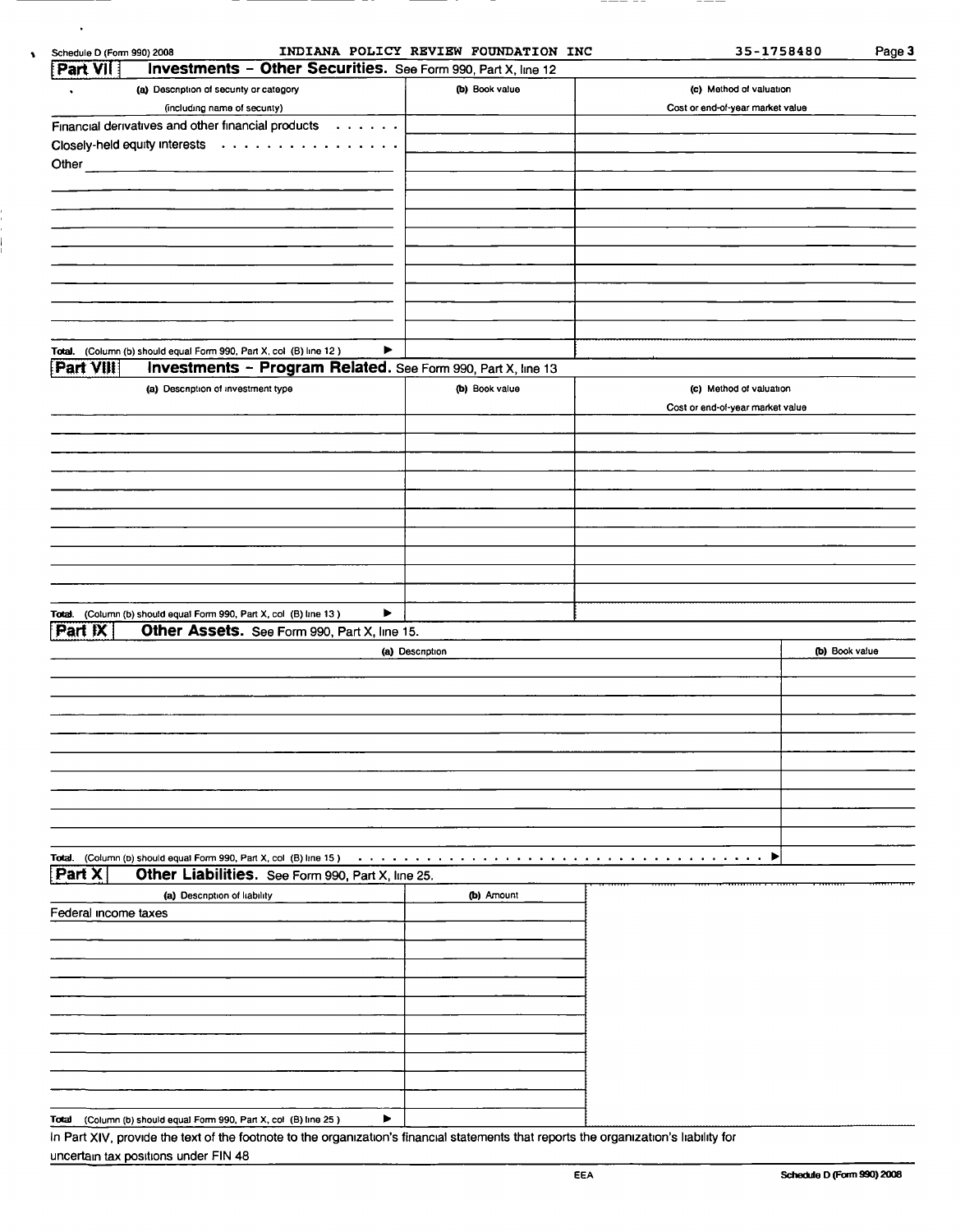Schedule D (Form 990) 2008 INDIANA POLICY REVIEW FOUNDATION INC 35-1758480

## Part VII Investments - Other Securities. See Form 990, Part X, line 12

| (a) Description of security or category (including name of security) | (b) Book value | (c) Method of valuation Cost or end-of-year market value |
|---|---|---|
| Financial derivatives and other financial products | | |
| Closely-held equity interests | | |
| Other | | |
| | | |
| | | |
| | | |
| | | |
| | | |
| | | |
| | | |
| | | |
| Total. (Column (b) should equal Form 990, Part X, col (B) line 12) ▶ | | |

## Part VIII Investments - Program Related. See Form 990, Part X, line 13

| (a) Description of investment type | (b) Book value | (c) Method of valuation Cost or end-of-year market value |
|---|---|---|
| | | |
| | | |
| | | |
| | | |
| | | |
| | | |
| | | |
| | | |
| | | |
| | | |
| Total. (Column (b) should equal Form 990, Part X, col (B) line 13) ▶ | | |

## Part IX Other Assets. See Form 990, Part X, line 15.

| (a) Description | (b) Book value |
|---|---|
| | |
| | |
| | |
| | |
| | |
| | |
| | |
| | |
| | |
| | |
| Total. (Column (b) should equal Form 990, Part X, col (B) line 15) ▶ | |

## Part X Other Liabilities. See Form 990, Part X, line 25.

| (a) Description of liability | (b) Amount |
|---|---|
| Federal income taxes | |
| | |
| | |
| | |
| | |
| | |
| | |
| | |
| | |
| | |
| | |
| Total (Column (b) should equal Form 990, Part X, col (B) line 25) ▶ | |

In Part XIV, provide the text of the footnote to the organization's financial statements that reports the organization's liability for uncertain tax positions under FIN 48

Schedule D (Form 990) 2008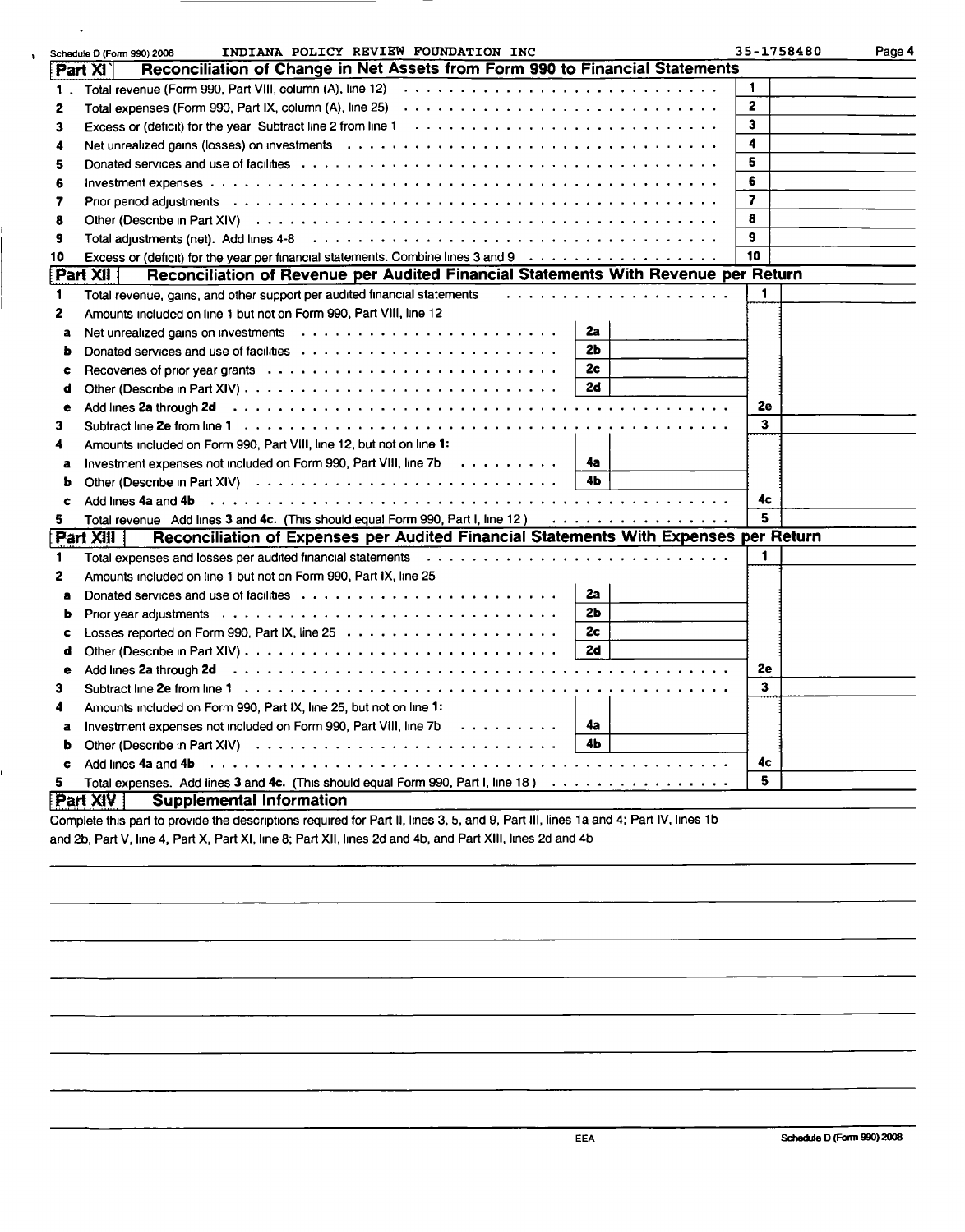Schedule D (Form 990) 2008 INDIANA POLICY REVIEW FOUNDATION INC 35-1758480 Page 4

## Part XI Reconciliation of Change in Net Assets from Form 990 to Financial Statements

| | | | |
|---|---|---|---|
| 1 | Total revenue (Form 990, Part VIII, column (A), line 12) | 1 | |
| 2 | Total expenses (Form 990, Part IX, column (A), line 25) | 2 | |
| 3 | Excess or (deficit) for the year Subtract line 2 from line 1 | 3 | |
| 4 | Net unrealized gains (losses) on investments | 4 | |
| 5 | Donated services and use of facilities | 5 | |
| 6 | Investment expenses | 6 | |
| 7 | Prior period adjustments | 7 | |
| 8 | Other (Describe in Part XIV) | 8 | |
| 9 | Total adjustments (net). Add lines 4-8 | 9 | |
| 10 | Excess or (deficit) for the year per financial statements. Combine lines 3 and 9 | 10 | |

## Part XII Reconciliation of Revenue per Audited Financial Statements With Revenue per Return

| | | | | | |
|---|---|---|---|---|---|
| 1 | Total revenue, gains, and other support per audited financial statements | | | 1 | |
| 2 | Amounts included on line 1 but not on Form 990, Part VIII, line 12 | | | | |
| a | Net unrealized gains on investments | 2a | | | |
| b | Donated services and use of facilities | 2b | | | |
| c | Recoveries of prior year grants | 2c | | | |
| d | Other (Describe in Part XIV) | 2d | | | |
| e | Add lines **2a** through **2d** | | | 2e | |
| 3 | Subtract line **2e** from line **1** | | | 3 | |
| 4 | Amounts included on Form 990, Part VIII, line 12, but not on line **1**: | | | | |
| a | Investment expenses not included on Form 990, Part VIII, line 7b | 4a | | | |
| b | Other (Describe in Part XIV) | 4b | | | |
| c | Add lines **4a** and **4b** | | | 4c | |
| 5 | Total revenue Add lines **3** and **4c**. (This should equal Form 990, Part I, line 12 ) | | | 5 | |

## Part XIII Reconciliation of Expenses per Audited Financial Statements With Expenses per Return

| | | | | | |
|---|---|---|---|---|---|
| 1 | Total expenses and losses per audited financial statements | | | 1 | |
| 2 | Amounts included on line 1 but not on Form 990, Part IX, line 25 | | | | |
| a | Donated services and use of facilities | 2a | | | |
| b | Prior year adjustments | 2b | | | |
| c | Losses reported on Form 990, Part IX, line 25 | 2c | | | |
| d | Other (Describe in Part XIV) | 2d | | | |
| e | Add lines **2a** through **2d** | | | 2e | |
| 3 | Subtract line **2e** from line **1** | | | 3 | |
| 4 | Amounts included on Form 990, Part IX, line 25, but not on line **1**: | | | | |
| a | Investment expenses not included on Form 990, Part VIII, line 7b | 4a | | | |
| b | Other (Describe in Part XIV) | 4b | | | |
| c | Add lines **4a** and **4b** | | | 4c | |
| 5 | Total expenses. Add lines **3** and **4c**. (This should equal Form 990, Part I, line 18 ) | | | 5 | |

## Part XIV Supplemental Information

Complete this part to provide the descriptions required for Part II, lines 3, 5, and 9, Part III, lines 1a and 4; Part IV, lines 1b and 2b, Part V, line 4, Part X, Part XI, line 8; Part XII, lines 2d and 4b, and Part XIII, lines 2d and 4b

EEA Schedule D (Form 990) 2008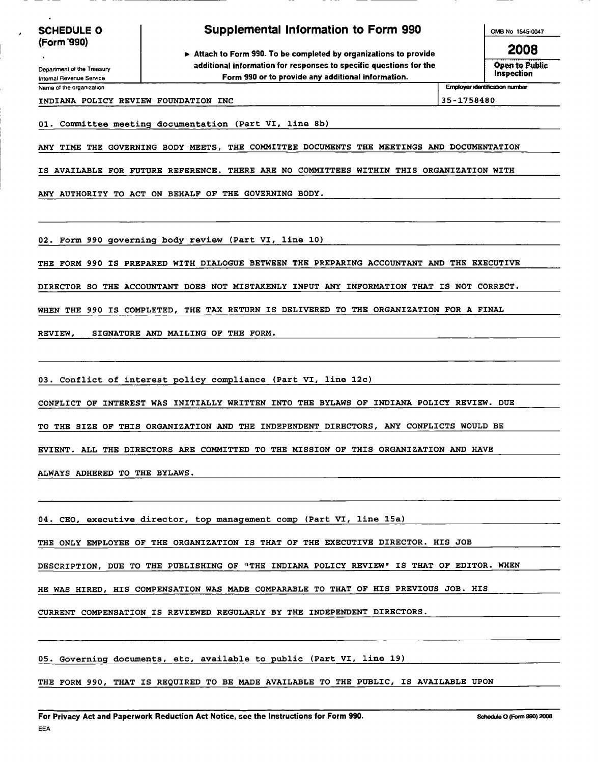**SCHEDULE O (Form 990)**

Department of the Treasury
Internal Revenue Service

# Supplemental Information to Form 990

▶ Attach to Form 990. To be completed by organizations to provide additional information for responses to specific questions for the Form 990 or to provide any additional information.

OMB No 1545-0047

**2008**

**Open to Public Inspection**

Name of the organization: INDIANA POLICY REVIEW FOUNDATION INC

Employer identification number: 35-1758480

01. Committee meeting documentation (Part VI, line 8b)

ANY TIME THE GOVERNING BODY MEETS, THE COMMITTEE DOCUMENTS THE MEETINGS AND DOCUMENTATION IS AVAILABLE FOR FUTURE REFERENCE. THERE ARE NO COMMITTEES WITHIN THIS ORGANIZATION WITH ANY AUTHORITY TO ACT ON BEHALF OF THE GOVERNING BODY.

02. Form 990 governing body review (Part VI, line 10)

THE FORM 990 IS PREPARED WITH DIALOGUE BETWEEN THE PREPARING ACCOUNTANT AND THE EXECUTIVE DIRECTOR SO THE ACCOUNTANT DOES NOT MISTAKENLY INPUT ANY INFORMATION THAT IS NOT CORRECT. WHEN THE 990 IS COMPLETED, THE TAX RETURN IS DELIVERED TO THE ORGANIZATION FOR A FINAL REVIEW, SIGNATURE AND MAILING OF THE FORM.

03. Conflict of interest policy compliance (Part VI, line 12c)

CONFLICT OF INTEREST WAS INITIALLY WRITTEN INTO THE BYLAWS OF INDIANA POLICY REVIEW. DUE TO THE SIZE OF THIS ORGANIZATION AND THE INDEPENDENT DIRECTORS, ANY CONFLICTS WOULD BE EVIENT. ALL THE DIRECTORS ARE COMMITTED TO THE MISSION OF THIS ORGANIZATION AND HAVE ALWAYS ADHERED TO THE BYLAWS.

04. CEO, executive director, top management comp (Part VI, line 15a)

THE ONLY EMPLOYEE OF THE ORGANIZATION IS THAT OF THE EXECUTIVE DIRECTOR. HIS JOB DESCRIPTION, DUE TO THE PUBLISHING OF "THE INDIANA POLICY REVIEW" IS THAT OF EDITOR. WHEN HE WAS HIRED, HIS COMPENSATION WAS MADE COMPARABLE TO THAT OF HIS PREVIOUS JOB. HIS CURRENT COMPENSATION IS REVIEWED REGULARLY BY THE INDEPENDENT DIRECTORS.

05. Governing documents, etc, available to public (Part VI, line 19)

THE FORM 990, THAT IS REQUIRED TO BE MADE AVAILABLE TO THE PUBLIC, IS AVAILABLE UPON

**For Privacy Act and Paperwork Reduction Act Notice, see the Instructions for Form 990.**

Schedule O (Form 990) 2008

EEA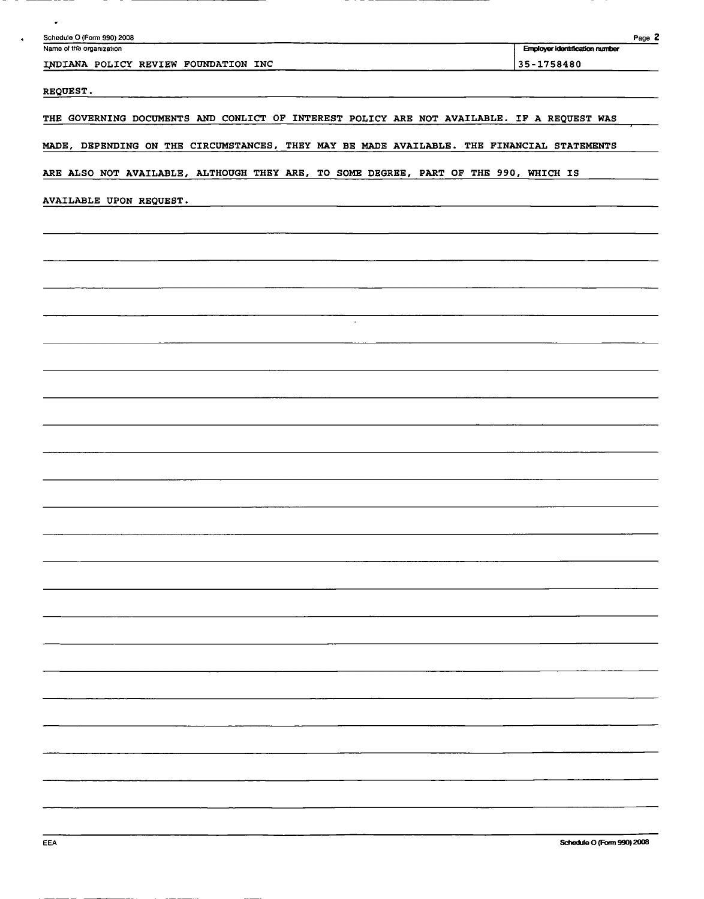Schedule O (Form 990) 2008

Name of the organization: INDIANA POLICY REVIEW FOUNDATION INC

Employer identification number: 35-1758480

REQUEST.

THE GOVERNING DOCUMENTS AND CONLICT OF INTEREST POLICY ARE NOT AVAILABLE. IF A REQUEST WAS MADE, DEPENDING ON THE CIRCUMSTANCES, THEY MAY BE MADE AVAILABLE. THE FINANCIAL STATEMENTS ARE ALSO NOT AVAILABLE, ALTHOUGH THEY ARE, TO SOME DEGREE, PART OF THE 990, WHICH IS AVAILABLE UPON REQUEST.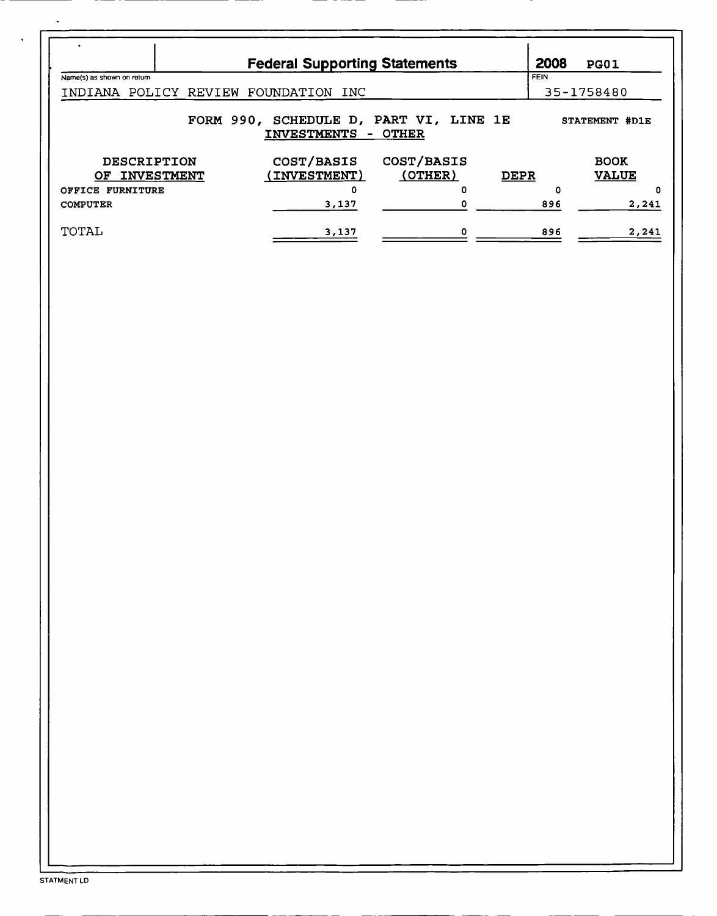**Federal Supporting Statements** — 2008 PG01

Name(s) as shown on return: INDIANA POLICY REVIEW FOUNDATION INC

FEIN: 35-1758480

## FORM 990, SCHEDULE D, PART VI, LINE 1E
## INVESTMENTS - OTHER

STATEMENT #D1E

| DESCRIPTION OF INVESTMENT | COST/BASIS (INVESTMENT) | COST/BASIS (OTHER) | DEPR | BOOK VALUE |
|---|---|---|---|---|
| OFFICE FURNITURE | 0 | 0 | 0 | 0 |
| COMPUTER | 3,137 | 0 | 896 | 2,241 |
| TOTAL | 3,137 | 0 | 896 | 2,241 |

STATMENT LD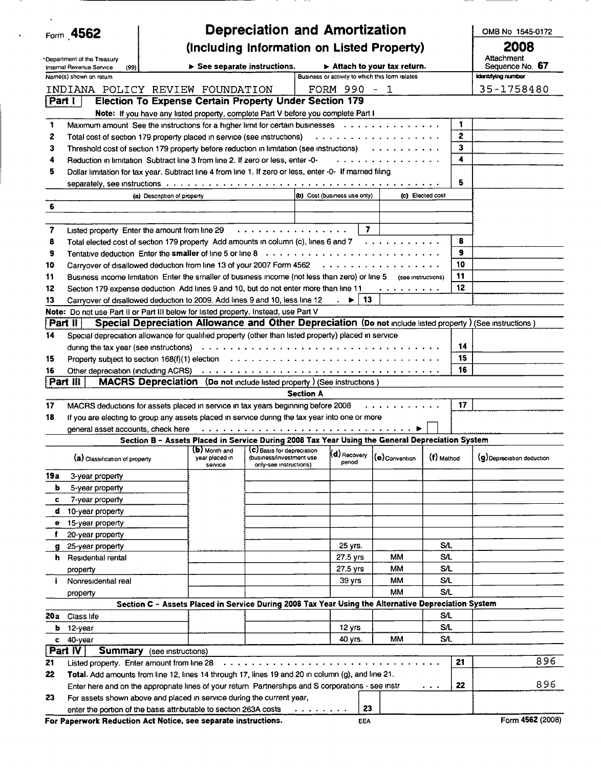Form **4562**

# Depreciation and Amortization

## (Including Information on Listed Property)

OMB No 1545-0172

**2008**

Attachment Sequence No. **67**

Department of the Treasury Internal Revenue Service (99)

▶ See separate instructions. ▶ Attach to your tax return.

| Name(s) shown on return | Business or activity to which this form relates | Identifying number |
|---|---|---|
| INDIANA POLICY REVIEW FOUNDATION | FORM 990 - 1 | 35-1758480 |

**Part I — Election To Expense Certain Property Under Section 179**

**Note:** If you have any listed property, complete Part V before you complete Part I

| | | | |
|---|---|---|---|
| 1 | Maximum amount See the instructions for a higher limit for certain businesses | 1 | |
| 2 | Total cost of section 179 property placed in service (see instructions) | 2 | |
| 3 | Threshold cost of section 179 property before reduction in limitation (see instructions) | 3 | |
| 4 | Reduction in limitation Subtract line 3 from line 2. If zero or less, enter -0- | 4 | |
| 5 | Dollar limitation for tax year. Subtract line 4 from line 1. If zero or less, enter -0- If married filing separately, see instructions | 5 | |

| | (a) Description of property | (b) Cost (business use only) | (c) Elected cost |
|---|---|---|---|
| 6 | | | |
| | | | |

| | | | |
|---|---|---|---|
| 7 | Listed property Enter the amount from line 29 | 7 | |
| 8 | Total elected cost of section 179 property Add amounts in column (c), lines 6 and 7 | 8 | |
| 9 | Tentative deduction Enter the **smaller** of line 5 or line 8 | 9 | |
| 10 | Carryover of disallowed deduction from line 13 of your 2007 Form 4562 | 10 | |
| 11 | Business income limitation Enter the smaller of business income (not less than zero) or line 5 (see instructions) | 11 | |
| 12 | Section 179 expense deduction Add lines 9 and 10, but do not enter more than line 11 | 12 | |
| 13 | Carryover of disallowed deduction to 2009. Add lines 9 and 10, less line 12 ▶ | 13 | |

**Note:** Do not use Part II or Part III below for listed property. Instead, use Part V

**Part II — Special Depreciation Allowance and Other Depreciation** (Do not include listed property ) (See instructions )

| | | | |
|---|---|---|---|
| 14 | Special depreciation allowance for qualified property (other than listed property) placed in service during the tax year (see instructions) | 14 | |
| 15 | Property subject to section 168(f)(1) election | 15 | |
| 16 | Other depreciation (including ACRS) | 16 | |

**Part III — MACRS Depreciation** (Do not include listed property ) (See instructions )

**Section A**

| | | | |
|---|---|---|---|
| 17 | MACRS deductions for assets placed in service in tax years beginning before 2008 | 17 | |
| 18 | If you are electing to group any assets placed in service during the tax year into one or more general asset accounts, check here ▶ ☐ | | |

**Section B - Assets Placed in Service During 2008 Tax Year Using the General Depreciation System**

| | (a) Classification of property | (b) Month and year placed in service | (c) Basis for depreciation (business/investment use only-see instructions) | (d) Recovery period | (e) Convention | (f) Method | (g) Depreciation deduction |
|---|---|---|---|---|---|---|---|
| 19a | 3-year property | | | | | | |
| b | 5-year property | | | | | | |
| c | 7-year property | | | | | | |
| d | 10-year property | | | | | | |
| e | 15-year property | | | | | | |
| f | 20-year property | | | | | | |
| g | 25-year property | | | 25 yrs. | | S/L | |
| h | Residential rental | | | 27.5 yrs | MM | S/L | |
| | property | | | 27.5 yrs | MM | S/L | |
| i | Nonresidential real | | | 39 yrs | MM | S/L | |
| | property | | | | MM | S/L | |

**Section C - Assets Placed in Service During 2008 Tax Year Using the Alternative Depreciation System**

| | | | | | | | |
|---|---|---|---|---|---|---|---|
| 20a | Class life | | | | | S/L | |
| b | 12-year | | | 12 yrs | | S/L | |
| c | 40-year | | | 40 yrs. | MM | S/L | |

**Part IV — Summary** (see instructions)

| | | | |
|---|---|---|---|
| 21 | Listed property. Enter amount from line 28 | 21 | 896 |
| 22 | **Total.** Add amounts from line 12, lines 14 through 17, lines 19 and 20 in column (g), and line 21. Enter here and on the appropriate lines of your return Partnerships and S corporations - see instr | 22 | 896 |
| 23 | For assets shown above and placed in service during the current year, enter the portion of the basis attributable to section 263A costs | 23 | |

**For Paperwork Reduction Act Notice, see separate instructions.** EEA Form 4562 (2008)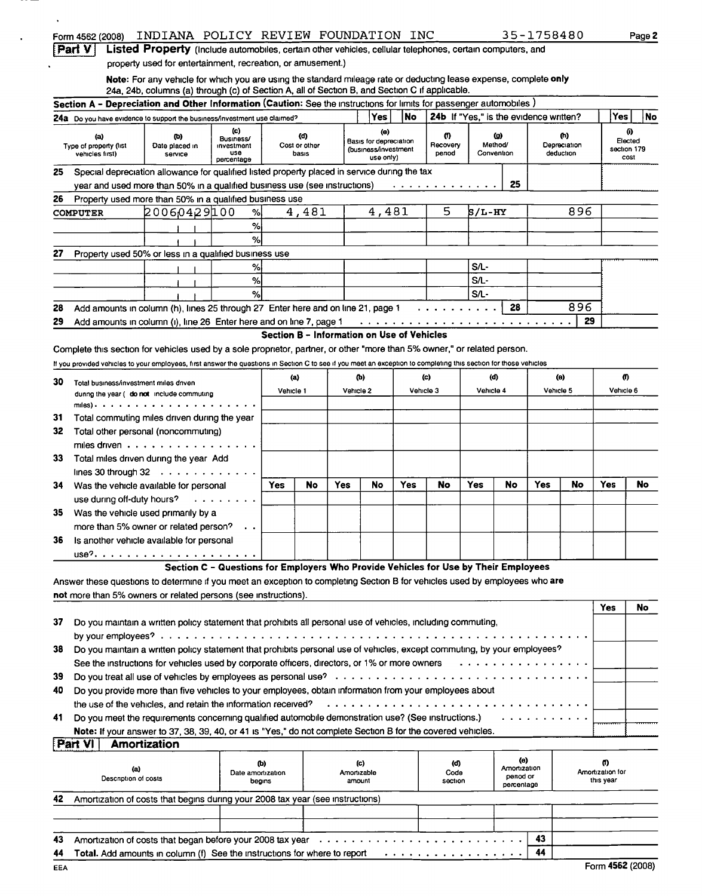Form 4562 (2008) INDIANA POLICY REVIEW FOUNDATION INC 35-1758480 Page 2

## Part V Listed Property (Include automobiles, certain other vehicles, cellular telephones, certain computers, and property used for entertainment, recreation, or amusement.)

**Note:** For any vehicle for which you are using the standard mileage rate or deducting lease expense, complete **only** 24a, 24b, columns (a) through (c) of Section A, all of Section B, and Section C if applicable.

### Section A - Depreciation and Other Information (Caution: See the instructions for limits for passenger automobiles.)

24a Do you have evidence to support the business/investment use claimed? Yes No 24b If "Yes," is the evidence written? Yes No

| (a) Type of property (list vehicles first) | (b) Date placed in service | (c) Business/ investment use percentage | (d) Cost or other basis | (e) Basis for depreciation (business/investment use only) | (f) Recovery period | (g) Method/ Convention | (h) Depreciation deduction | (i) Elected section 179 cost |
|---|---|---|---|---|---|---|---|---|
| **25** Special depreciation allowance for qualified listed property placed in service during the tax year and used more than 50% in a qualified business use (see instructions) . . . 25 | | | | | | | | |
| **26** Property used more than 50% in a qualified business use | | | | | | | | |
| COMPUTER | 20060429 | 100 % | 4,481 | 4,481 | 5 | S/L-HY | 896 | |
| | | % | | | | | | |
| | | % | | | | | | |
| **27** Property used 50% or less in a qualified business use | | | | | | | | |
| | | % | | | | S/L- | | |
| | | % | | | | S/L- | | |
| | | % | | | | S/L- | | |
| **28** Add amounts in column (h), lines 25 through 27. Enter here and on line 21, page 1 . . . 28 | | | | | | | 896 | |
| **29** Add amounts in column (i), line 26. Enter here and on line 7, page 1 . . . 29 | | | | | | | | |

### Section B - Information on Use of Vehicles

Complete this section for vehicles used by a sole proprietor, partner, or other "more than 5% owner," or related person.

If you provided vehicles to your employees, first answer the questions in Section C to see if you meet an exception to completing this section for those vehicles

| | (a) Vehicle 1 | | (b) Vehicle 2 | | (c) Vehicle 3 | | (d) Vehicle 4 | | (e) Vehicle 5 | | (f) Vehicle 6 | |
|---|---|---|---|---|---|---|---|---|---|---|---|---|
| **30** Total business/investment miles driven during the year (do not include commuting miles) | | | | | | | | | | | | |
| **31** Total commuting miles driven during the year | | | | | | | | | | | | |
| **32** Total other personal (noncommuting) miles driven | | | | | | | | | | | | |
| **33** Total miles driven during the year. Add lines 30 through 32 | | | | | | | | | | | | |
| | Yes | No | Yes | No | Yes | No | Yes | No | Yes | No | Yes | No |
| **34** Was the vehicle available for personal use during off-duty hours? | | | | | | | | | | | | |
| **35** Was the vehicle used primarily by a more than 5% owner or related person? | | | | | | | | | | | | |
| **36** Is another vehicle available for personal use? | | | | | | | | | | | | |

### Section C - Questions for Employers Who Provide Vehicles for Use by Their Employees

Answer these questions to determine if you meet an exception to completing Section B for vehicles used by employees who **are not** more than 5% owners or related persons (see instructions).

| | Yes | No |
|---|---|---|
| **37** Do you maintain a written policy statement that prohibits all personal use of vehicles, including commuting, by your employees? | | |
| **38** Do you maintain a written policy statement that prohibits personal use of vehicles, except commuting, by your employees? See the instructions for vehicles used by corporate officers, directors, or 1% or more owners | | |
| **39** Do you treat all use of vehicles by employees as personal use? | | |
| **40** Do you provide more than five vehicles to your employees, obtain information from your employees about the use of the vehicles, and retain the information received? | | |
| **41** Do you meet the requirements concerning qualified automobile demonstration use? (See instructions.) | | |

**Note:** If your answer to 37, 38, 39, 40, or 41 is "Yes," do not complete Section B for the covered vehicles.

## Part VI Amortization

| (a) Description of costs | (b) Date amortization begins | (c) Amortizable amount | (d) Code section | (e) Amortization period or percentage | (f) Amortization for this year |
|---|---|---|---|---|---|
| **42** Amortization of costs that begins during your 2008 tax year (see instructions) | | | | | |
| | | | | | |
| | | | | | |
| **43** Amortization of costs that began before your 2008 tax year . . . 43 | | | | | |
| **44** **Total.** Add amounts in column (f). See the instructions for where to report . . . 44 | | | | | |

EEA Form 4562 (2008)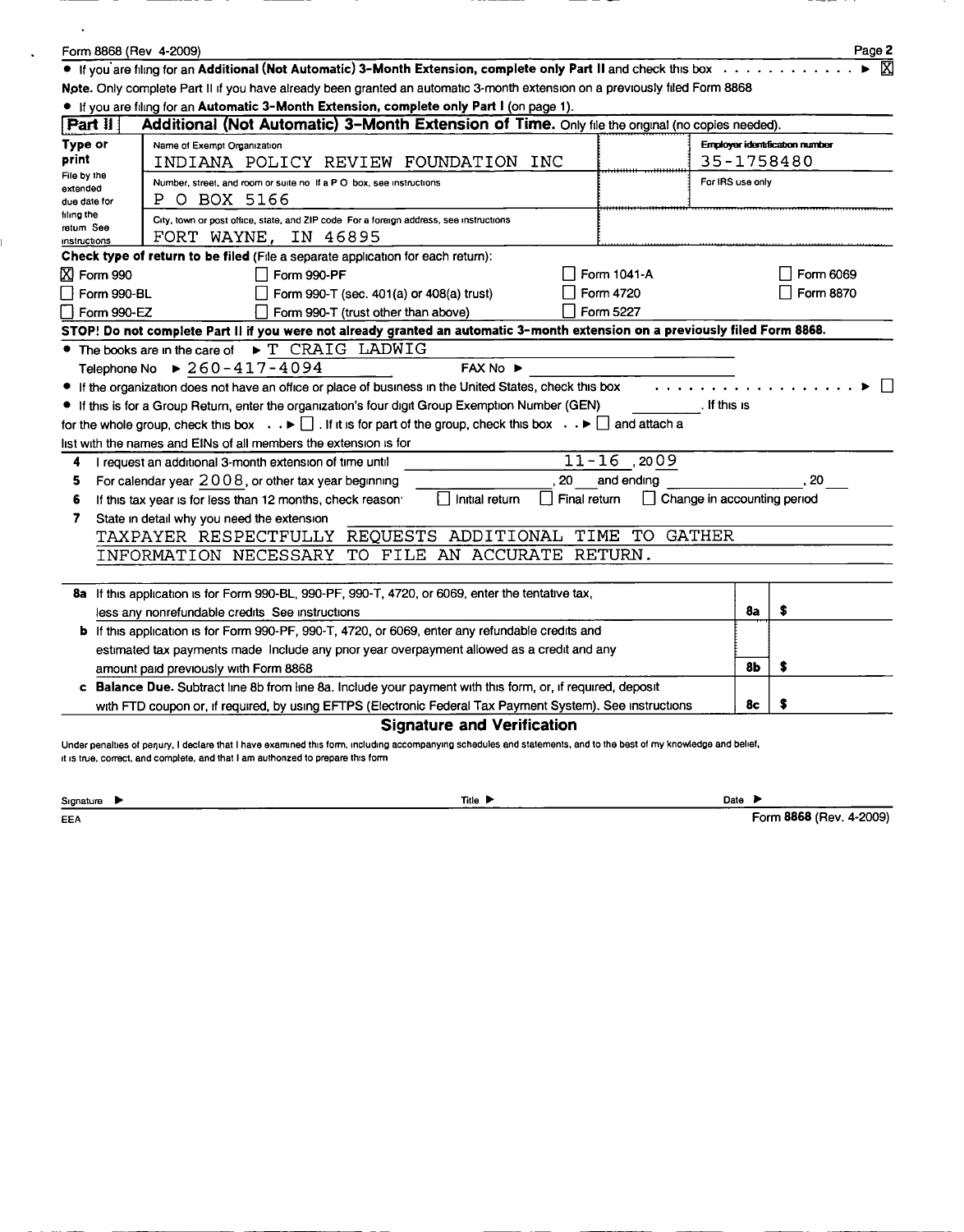Form 8868 (Rev 4-2009) Page 2

- If you are filing for an **Additional (Not Automatic) 3-Month Extension, complete only Part II** and check this box . . . . . . . . . . . . ▶ ☒

**Note.** Only complete Part II if you have already been granted an automatic 3-month extension on a previously filed Form 8868

- If you are filing for an **Automatic 3-Month Extension, complete only Part I** (on page 1).

## Part II — Additional (Not Automatic) 3-Month Extension of Time. Only file the original (no copies needed).

| | | |
|---|---|---|
| **Type or print** | Name of Exempt Organization: INDIANA POLICY REVIEW FOUNDATION INC | Employer identification number: 35-1758480 |
| File by the extended due date for filing the return See instructions | Number, street, and room or suite no If a P O box, see instructions: P O BOX 5166 | For IRS use only |
| | City, town or post office, state, and ZIP code For a foreign address, see instructions: FORT WAYNE, IN 46895 | |

**Check type of return to be filed** (File a separate application for each return):

| | | | |
|---|---|---|---|
| ☒ Form 990 | ☐ Form 990-PF | ☐ Form 1041-A | ☐ Form 6069 |
| ☐ Form 990-BL | ☐ Form 990-T (sec. 401(a) or 408(a) trust) | ☐ Form 4720 | ☐ Form 8870 |
| ☐ Form 990-EZ | ☐ Form 990-T (trust other than above) | ☐ Form 5227 | |

**STOP! Do not complete Part II if you were not already granted an automatic 3-month extension on a previously filed Form 8868.**

- The books are in the care of ▶ T CRAIG LADWIG
  Telephone No ▶ 260-417-4094   FAX No ▶
- If the organization does not have an office or place of business in the United States, check this box . . . . . . . . . . ▶ ☐
- If this is for a Group Return, enter the organization's four digit Group Exemption Number (GEN) ______ . If this is for the whole group, check this box . . ▶ ☐ . If it is for part of the group, check this box . . ▶ ☐ and attach a list with the names and EINs of all members the extension is for

**4** I request an additional 3-month extension of time until 11-16 , 2009

**5** For calendar year 2008, or other tax year beginning ________ , 20 ___ and ending ________ , 20 ___

**6** If this tax year is for less than 12 months, check reason: ☐ Initial return ☐ Final return ☐ Change in accounting period

**7** State in detail why you need the extension
TAXPAYER RESPECTFULLY REQUESTS ADDITIONAL TIME TO GATHER INFORMATION NECESSARY TO FILE AN ACCURATE RETURN.

| | | | |
|---|---|---|---|
| **8a** | If this application is for Form 990-BL, 990-PF, 990-T, 4720, or 6069, enter the tentative tax, less any nonrefundable credits See instructions | 8a | $ |
| **b** | If this application is for Form 990-PF, 990-T, 4720, or 6069, enter any refundable credits and estimated tax payments made Include any prior year overpayment allowed as a credit and any amount paid previously with Form 8868 | 8b | $ |
| **c** | **Balance Due.** Subtract line 8b from line 8a. Include your payment with this form, or, if required, deposit with FTD coupon or, if required, by using EFTPS (Electronic Federal Tax Payment System). See instructions | 8c | $ |

### Signature and Verification

Under penalties of perjury, I declare that I have examined this form, including accompanying schedules and statements, and to the best of my knowledge and belief, it is true, correct, and complete, and that I am authorized to prepare this form

Signature ▶   Title ▶   Date ▶

EEA   Form **8868** (Rev. 4-2009)